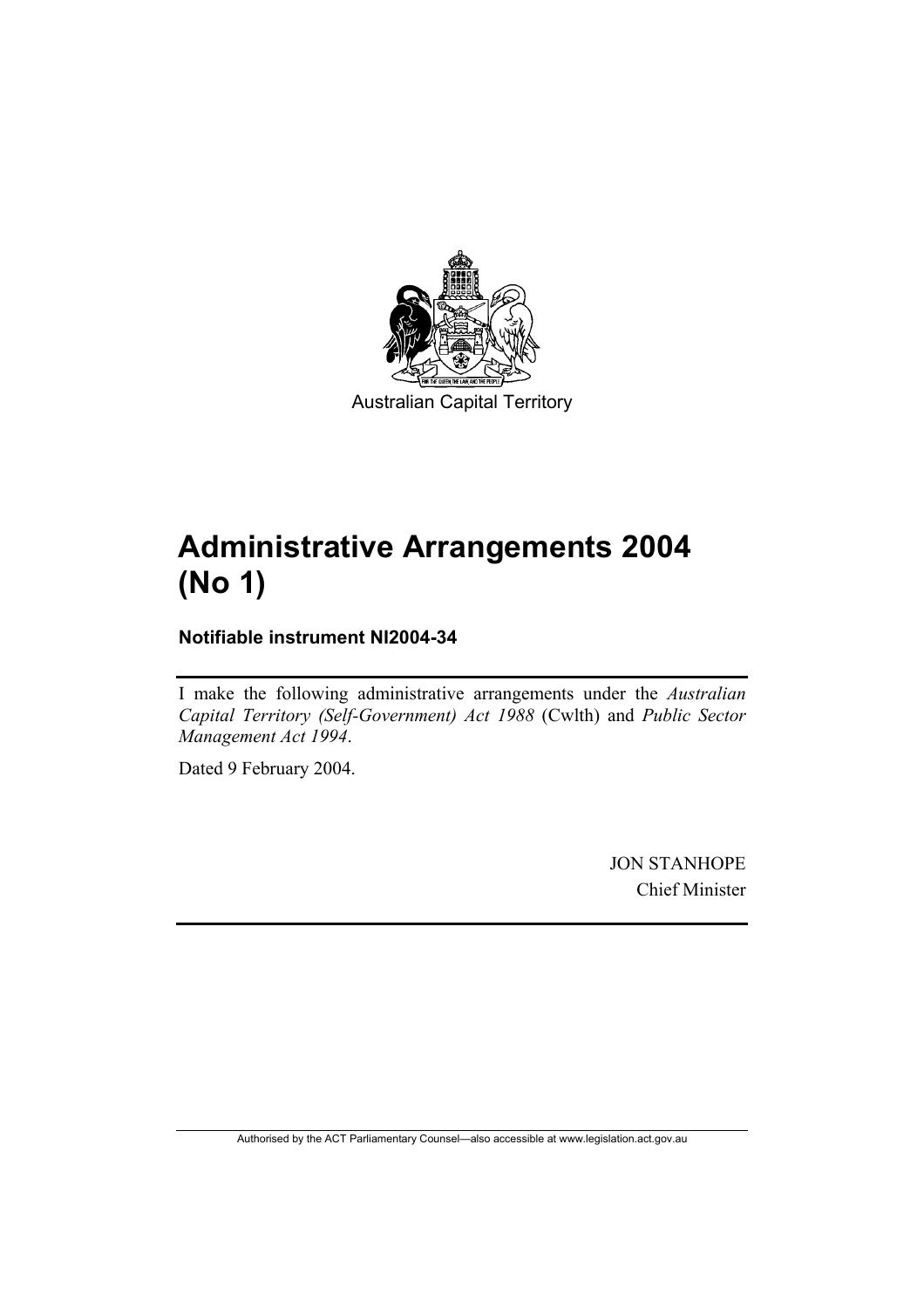Australian Capital Territory

# Administrative Arrangements 2004 (No 1)

**Notifiable instrument NI2004-34**

I make the following administrative arrangements under the *Australian Capital Territory (Self-Government) Act 1988* (Cwlth) and *Public Sector Management Act 1994*.

Dated 9 February 2004.

JON STANHOPE
Chief Minister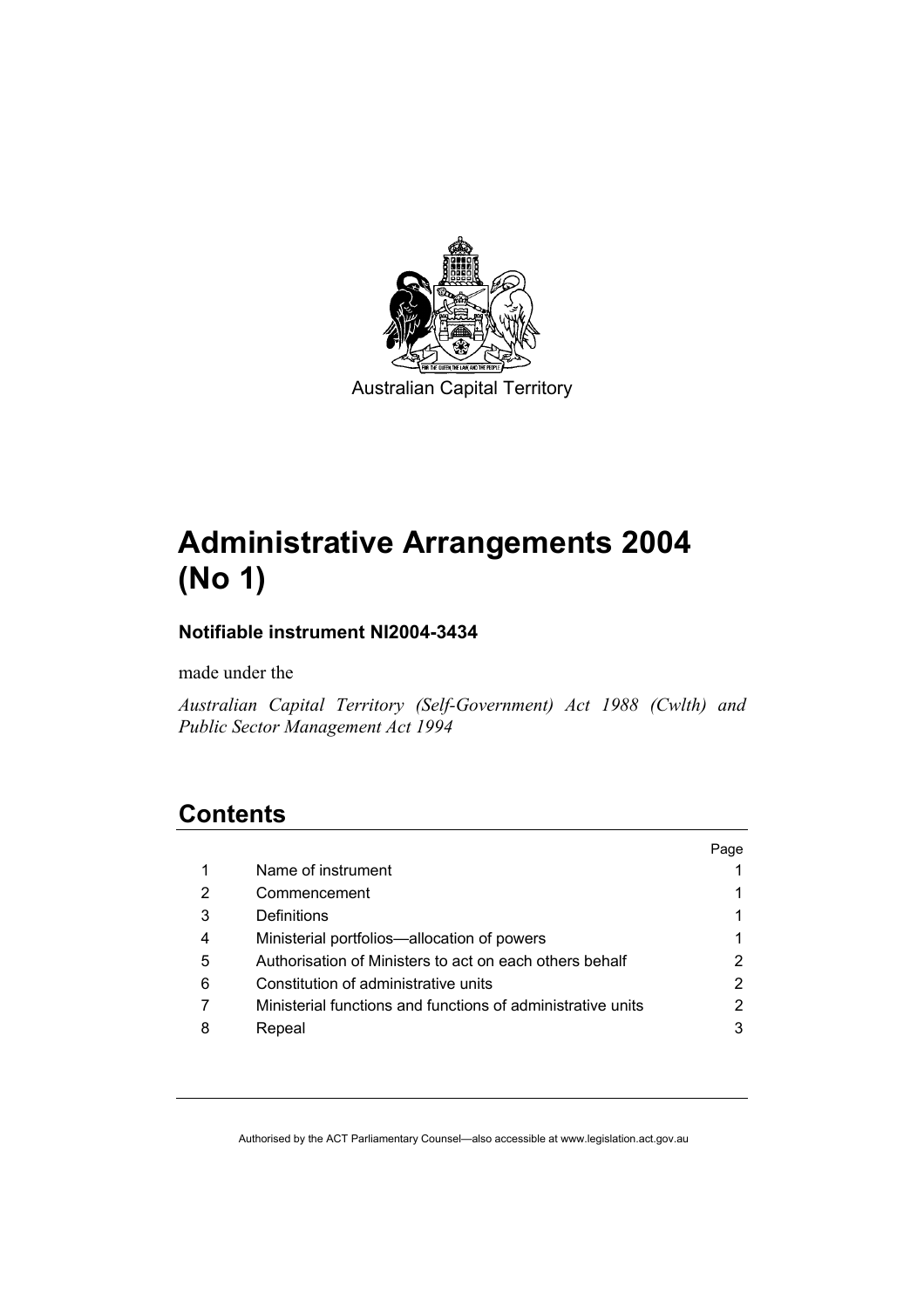Australian Capital Territory

# Administrative Arrangements 2004 (No 1)

### Notifiable instrument NI2004-3434

made under the

*Australian Capital Territory (Self-Government) Act 1988 (Cwlth) and Public Sector Management Act 1994*

## Contents

| | | Page |
|---|---|---|
| 1 | Name of instrument | 1 |
| 2 | Commencement | 1 |
| 3 | Definitions | 1 |
| 4 | Ministerial portfolios—allocation of powers | 1 |
| 5 | Authorisation of Ministers to act on each others behalf | 2 |
| 6 | Constitution of administrative units | 2 |
| 7 | Ministerial functions and functions of administrative units | 2 |
| 8 | Repeal | 3 |

Authorised by the ACT Parliamentary Counsel—also accessible at www.legislation.act.gov.au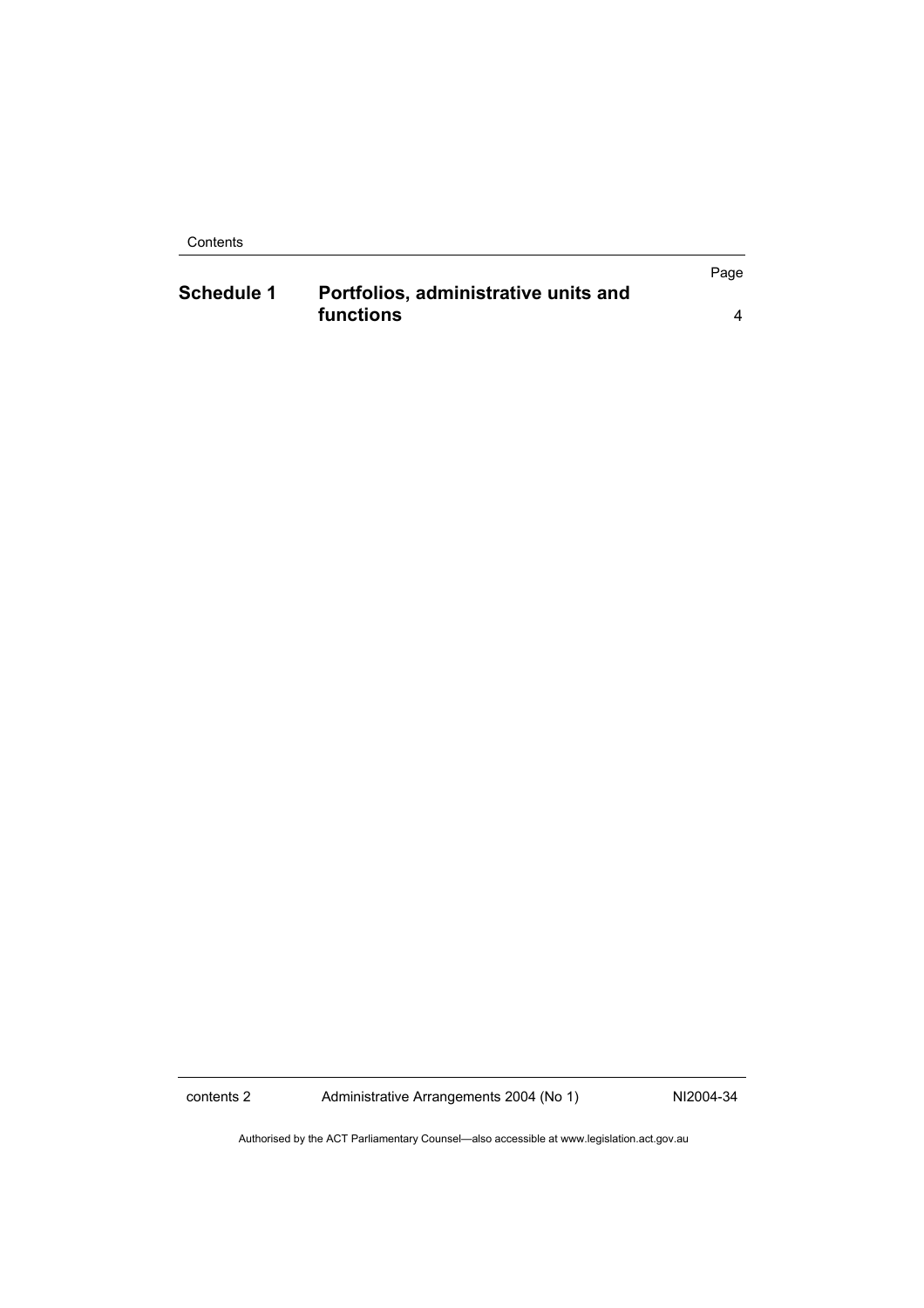| | | Page |
|---|---|---|
| **Schedule 1** | **Portfolios, administrative units and functions** | 4 |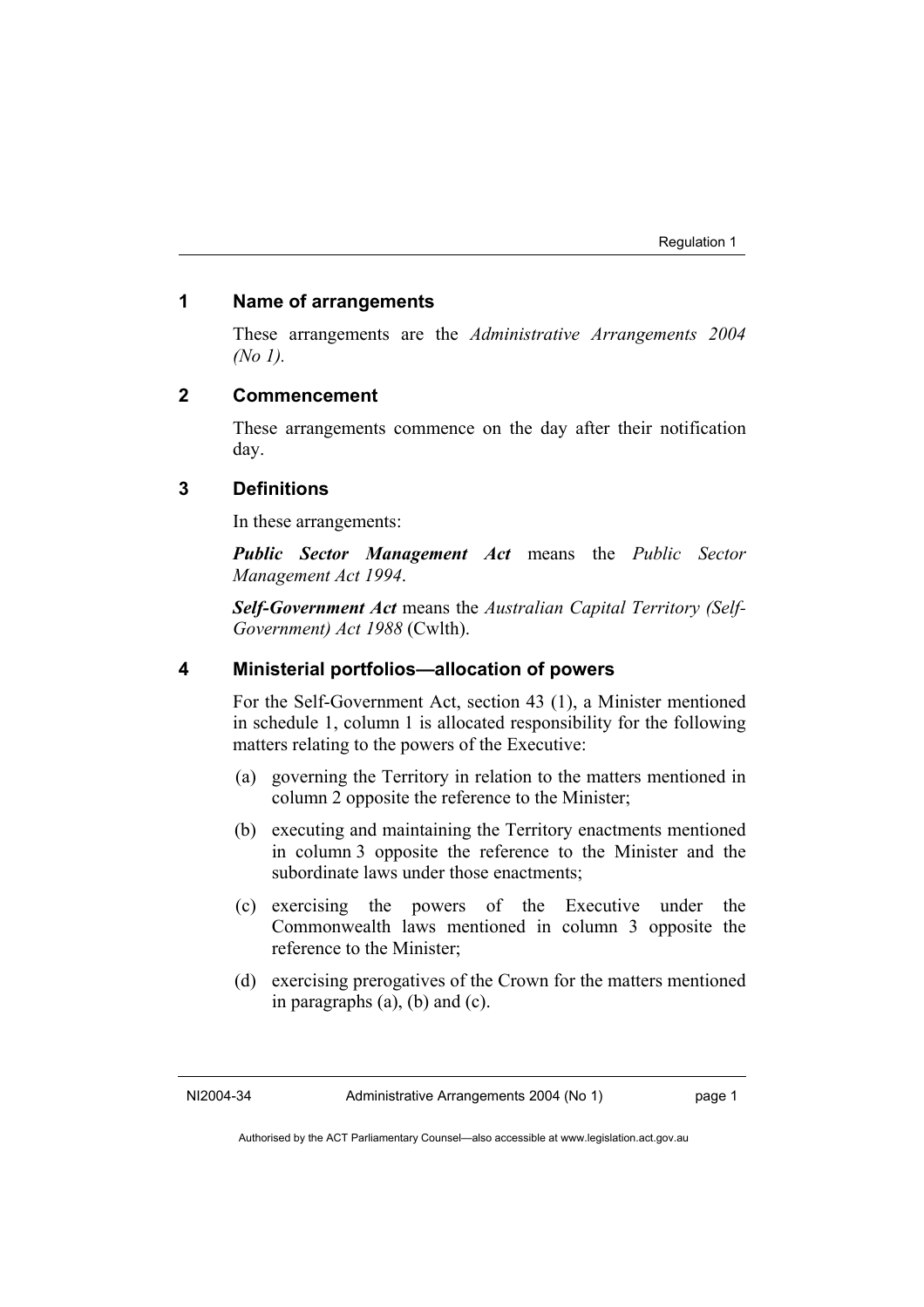## 1 Name of arrangements

These arrangements are the *Administrative Arrangements 2004 (No 1)*.

## 2 Commencement

These arrangements commence on the day after their notification day.

## 3 Definitions

In these arrangements:

***Public Sector Management Act*** means the *Public Sector Management Act 1994*.

***Self-Government Act*** means the *Australian Capital Territory (Self-Government) Act 1988* (Cwlth).

## 4 Ministerial portfolios—allocation of powers

For the Self-Government Act, section 43 (1), a Minister mentioned in schedule 1, column 1 is allocated responsibility for the following matters relating to the powers of the Executive:

(a) governing the Territory in relation to the matters mentioned in column 2 opposite the reference to the Minister;

(b) executing and maintaining the Territory enactments mentioned in column 3 opposite the reference to the Minister and the subordinate laws under those enactments;

(c) exercising the powers of the Executive under the Commonwealth laws mentioned in column 3 opposite the reference to the Minister;

(d) exercising prerogatives of the Crown for the matters mentioned in paragraphs (a), (b) and (c).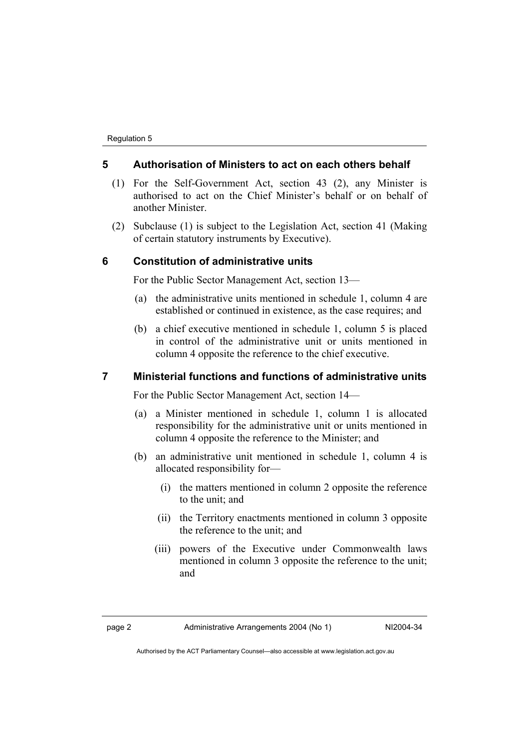## 5 Authorisation of Ministers to act on each others behalf

(1) For the Self-Government Act, section 43 (2), any Minister is authorised to act on the Chief Minister's behalf or on behalf of another Minister.

(2) Subclause (1) is subject to the Legislation Act, section 41 (Making of certain statutory instruments by Executive).

## 6 Constitution of administrative units

For the Public Sector Management Act, section 13—

(a) the administrative units mentioned in schedule 1, column 4 are established or continued in existence, as the case requires; and

(b) a chief executive mentioned in schedule 1, column 5 is placed in control of the administrative unit or units mentioned in column 4 opposite the reference to the chief executive.

## 7 Ministerial functions and functions of administrative units

For the Public Sector Management Act, section 14—

(a) a Minister mentioned in schedule 1, column 1 is allocated responsibility for the administrative unit or units mentioned in column 4 opposite the reference to the Minister; and

(b) an administrative unit mentioned in schedule 1, column 4 is allocated responsibility for—

  (i) the matters mentioned in column 2 opposite the reference to the unit; and

  (ii) the Territory enactments mentioned in column 3 opposite the reference to the unit; and

  (iii) powers of the Executive under Commonwealth laws mentioned in column 3 opposite the reference to the unit; and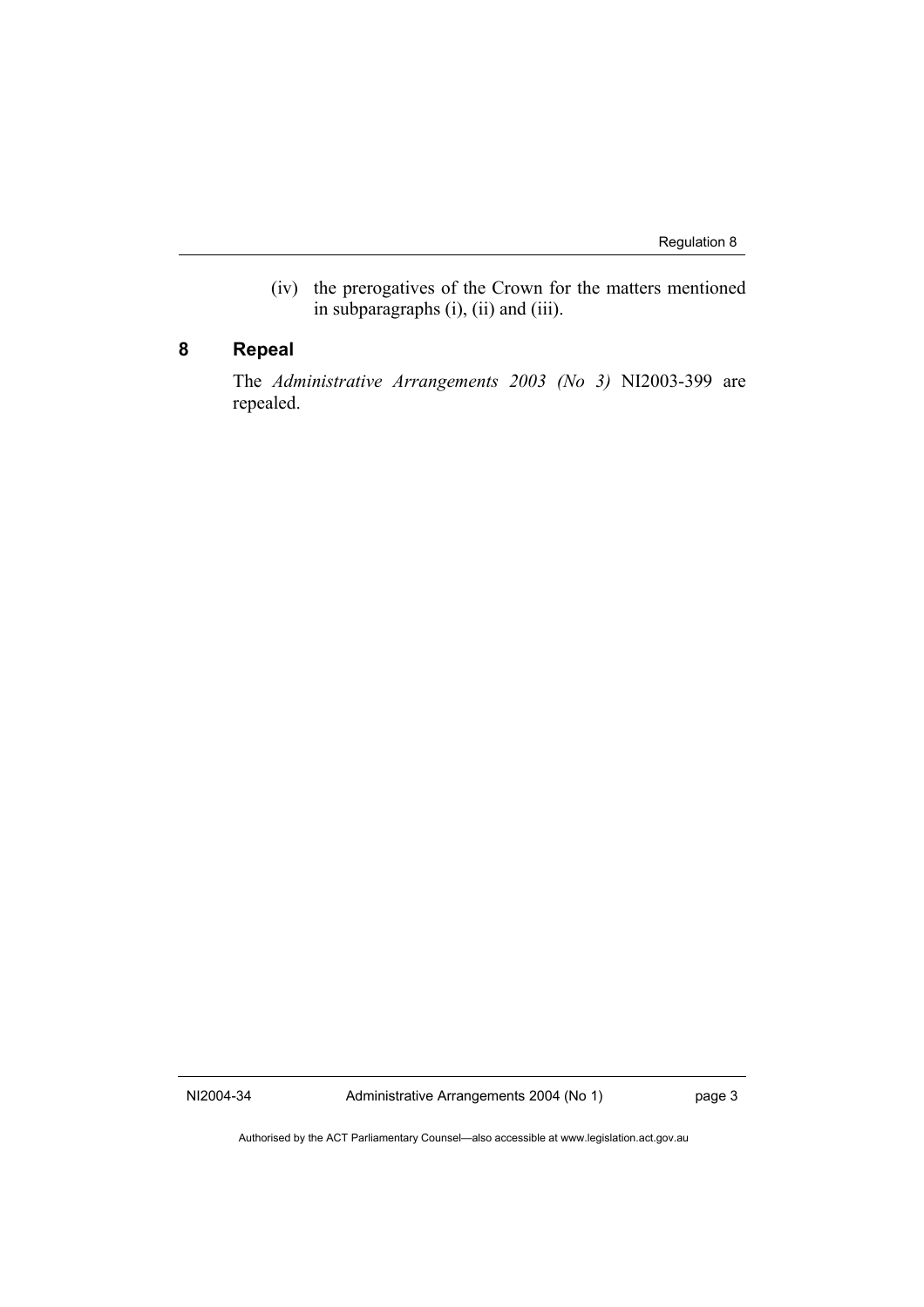(iv) the prerogatives of the Crown for the matters mentioned in subparagraphs (i), (ii) and (iii).

## 8 Repeal

The *Administrative Arrangements 2003 (No 3)* NI2003-399 are repealed.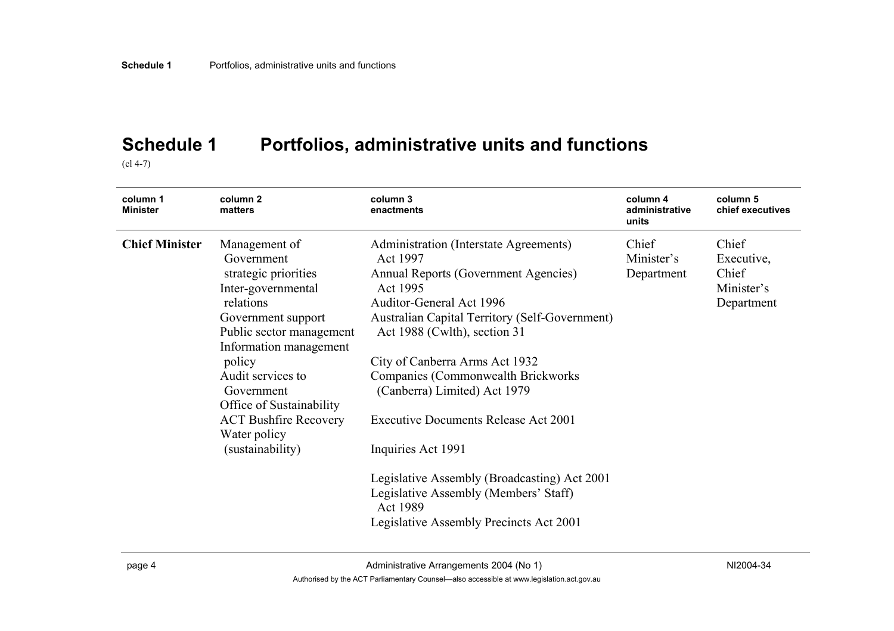# Schedule 1 Portfolios, administrative units and functions

(cl 4-7)

| column 1 Minister | column 2 matters | column 3 enactments | column 4 administrative units | column 5 chief executives |
|---|---|---|---|---|
| **Chief Minister** | Management of Government strategic priorities<br>Inter-governmental relations<br>Government support<br>Public sector management<br>Information management policy<br>Audit services to Government<br>Office of Sustainability<br>ACT Bushfire Recovery<br>Water policy (sustainability) | Administration (Interstate Agreements) Act 1997<br>Annual Reports (Government Agencies) Act 1995<br>Auditor-General Act 1996<br>Australian Capital Territory (Self-Government) Act 1988 (Cwlth), section 31<br>City of Canberra Arms Act 1932<br>Companies (Commonwealth Brickworks (Canberra) Limited) Act 1979<br>Executive Documents Release Act 2001<br>Inquiries Act 1991<br>Legislative Assembly (Broadcasting) Act 2001<br>Legislative Assembly (Members' Staff) Act 1989<br>Legislative Assembly Precincts Act 2001 | Chief Minister's Department | Chief Executive, Chief Minister's Department |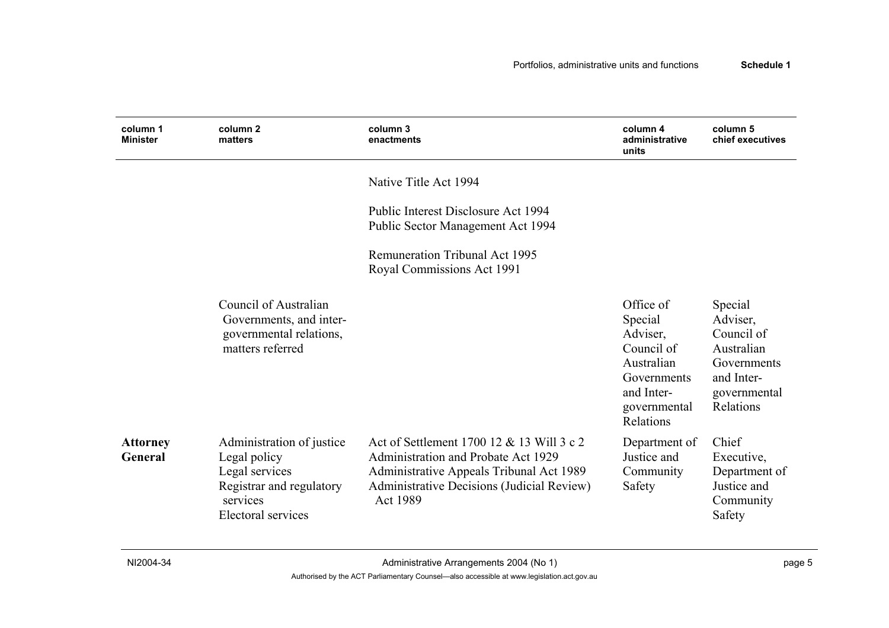| column 1 Minister | column 2 matters | column 3 enactments | column 4 administrative units | column 5 chief executives |
|---|---|---|---|---|
| | | Native Title Act 1994 | | |
| | | Public Interest Disclosure Act 1994<br>Public Sector Management Act 1994 | | |
| | | Remuneration Tribunal Act 1995<br>Royal Commissions Act 1991 | | |
| | Council of Australian Governments, and inter-governmental relations, matters referred | | Office of Special Adviser, Council of Australian Governments and Inter-governmental Relations | Special Adviser, Council of Australian Governments and Inter-governmental Relations |
| **Attorney General** | Administration of justice<br>Legal policy<br>Legal services<br>Registrar and regulatory services<br>Electoral services | Act of Settlement 1700 12 & 13 Will 3 c 2<br>Administration and Probate Act 1929<br>Administrative Appeals Tribunal Act 1989<br>Administrative Decisions (Judicial Review) Act 1989 | Department of Justice and Community Safety | Chief Executive, Department of Justice and Community Safety |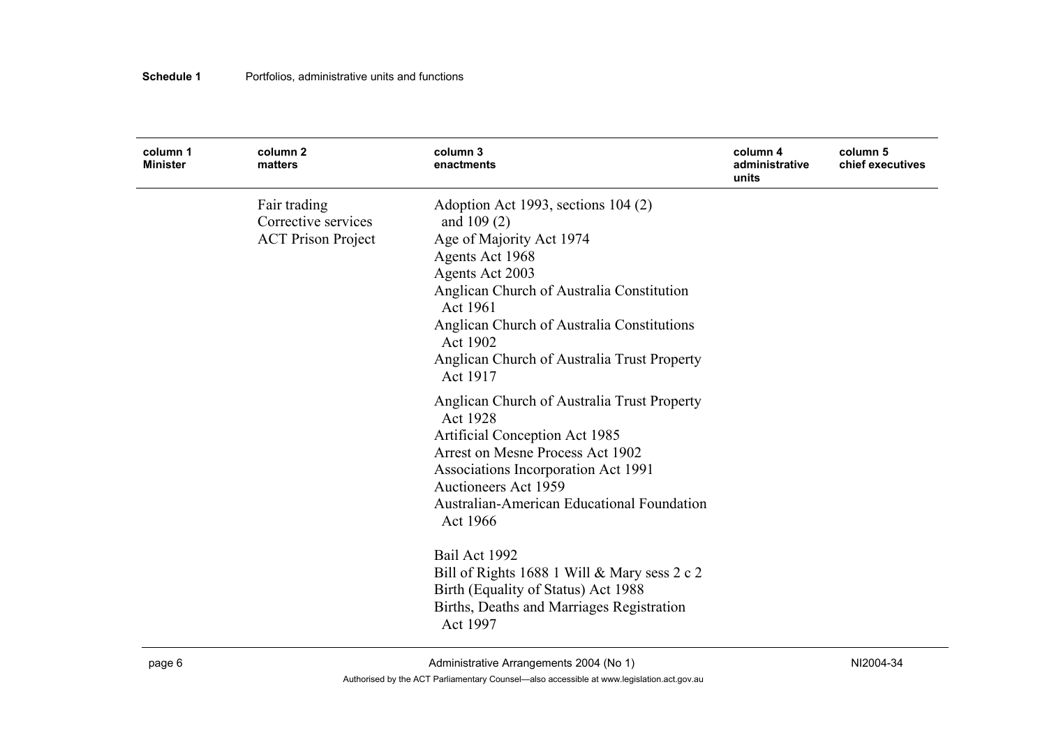| column 1 Minister | column 2 matters | column 3 enactments | column 4 administrative units | column 5 chief executives |
|---|---|---|---|---|
| | Fair trading<br>Corrective services<br>ACT Prison Project | Adoption Act 1993, sections 104 (2) and 109 (2)<br>Age of Majority Act 1974<br>Agents Act 1968<br>Agents Act 2003<br>Anglican Church of Australia Constitution Act 1961<br>Anglican Church of Australia Constitutions Act 1902<br>Anglican Church of Australia Trust Property Act 1917<br>Anglican Church of Australia Trust Property Act 1928<br>Artificial Conception Act 1985<br>Arrest on Mesne Process Act 1902<br>Associations Incorporation Act 1991<br>Auctioneers Act 1959<br>Australian-American Educational Foundation Act 1966<br>Bail Act 1992<br>Bill of Rights 1688 1 Will & Mary sess 2 c 2<br>Birth (Equality of Status) Act 1988<br>Births, Deaths and Marriages Registration Act 1997 | | |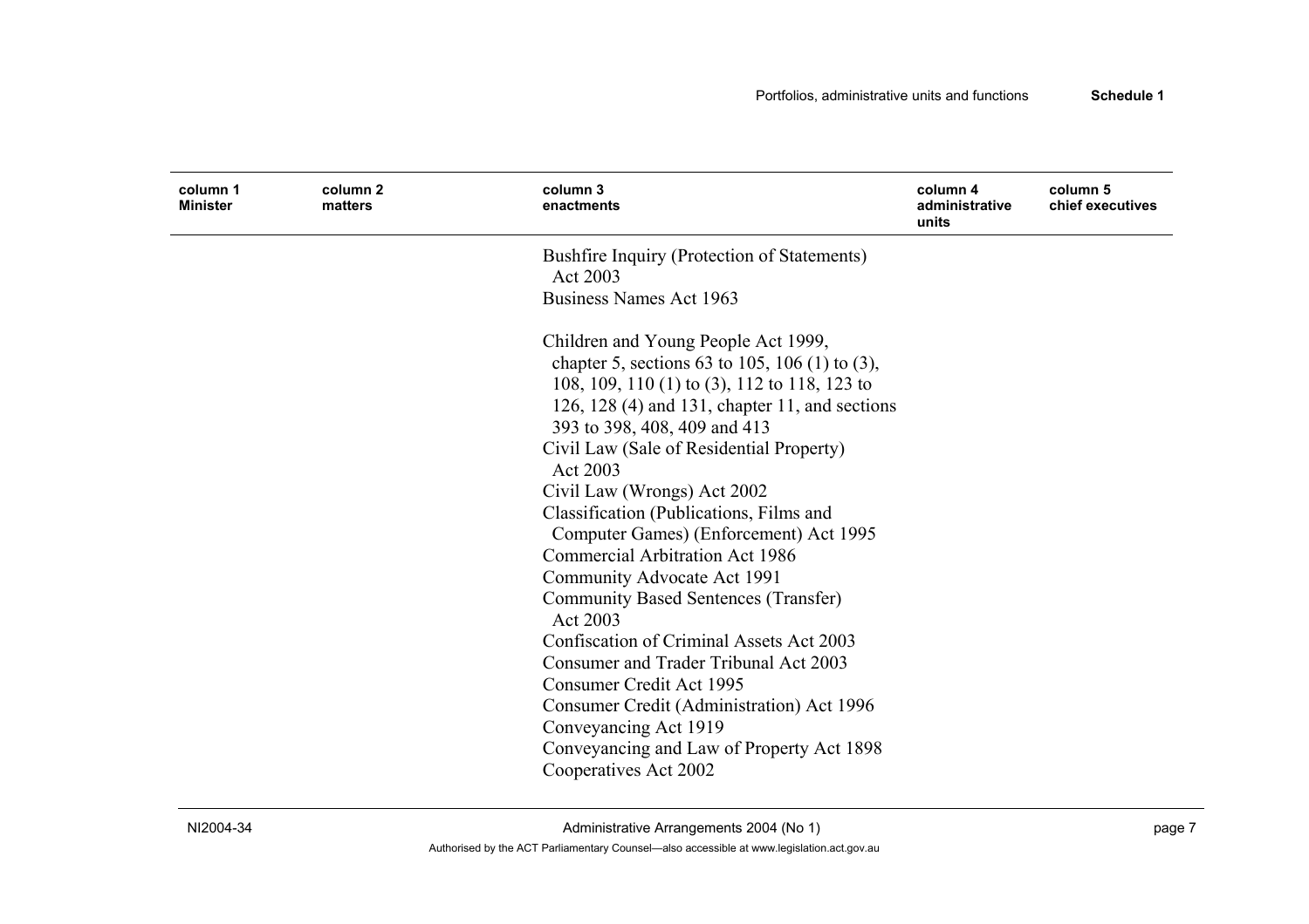| column 1 Minister | column 2 matters | column 3 enactments | column 4 administrative units | column 5 chief executives |
|---|---|---|---|---|
| | | Bushfire Inquiry (Protection of Statements) Act 2003 | | |
| | | Business Names Act 1963 | | |
| | | Children and Young People Act 1999, chapter 5, sections 63 to 105, 106 (1) to (3), 108, 109, 110 (1) to (3), 112 to 118, 123 to 126, 128 (4) and 131, chapter 11, and sections 393 to 398, 408, 409 and 413 | | |
| | | Civil Law (Sale of Residential Property) Act 2003 | | |
| | | Civil Law (Wrongs) Act 2002 | | |
| | | Classification (Publications, Films and Computer Games) (Enforcement) Act 1995 | | |
| | | Commercial Arbitration Act 1986 | | |
| | | Community Advocate Act 1991 | | |
| | | Community Based Sentences (Transfer) Act 2003 | | |
| | | Confiscation of Criminal Assets Act 2003 | | |
| | | Consumer and Trader Tribunal Act 2003 | | |
| | | Consumer Credit Act 1995 | | |
| | | Consumer Credit (Administration) Act 1996 | | |
| | | Conveyancing Act 1919 | | |
| | | Conveyancing and Law of Property Act 1898 | | |
| | | Cooperatives Act 2002 | | |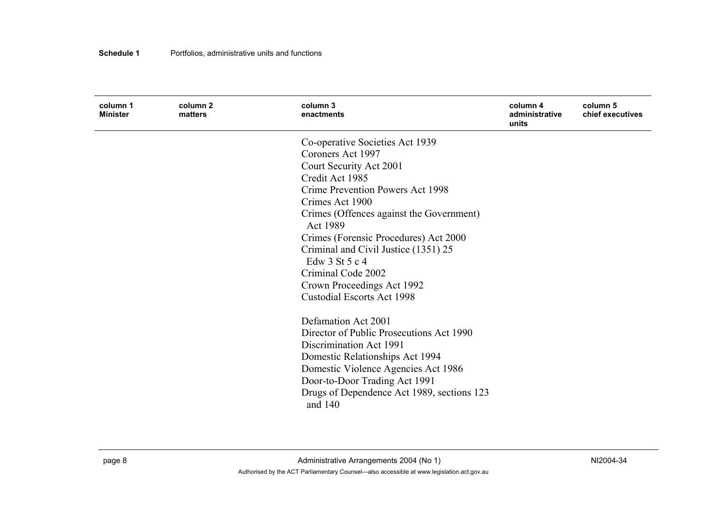| column 1 Minister | column 2 matters | column 3 enactments | column 4 administrative units | column 5 chief executives |
|---|---|---|---|---|
| | | Co-operative Societies Act 1939 | | |
| | | Coroners Act 1997 | | |
| | | Court Security Act 2001 | | |
| | | Credit Act 1985 | | |
| | | Crime Prevention Powers Act 1998 | | |
| | | Crimes Act 1900 | | |
| | | Crimes (Offences against the Government) Act 1989 | | |
| | | Crimes (Forensic Procedures) Act 2000 | | |
| | | Criminal and Civil Justice (1351) 25 Edw 3 St 5 c 4 | | |
| | | Criminal Code 2002 | | |
| | | Crown Proceedings Act 1992 | | |
| | | Custodial Escorts Act 1998 | | |
| | | Defamation Act 2001 | | |
| | | Director of Public Prosecutions Act 1990 | | |
| | | Discrimination Act 1991 | | |
| | | Domestic Relationships Act 1994 | | |
| | | Domestic Violence Agencies Act 1986 | | |
| | | Door-to-Door Trading Act 1991 | | |
| | | Drugs of Dependence Act 1989, sections 123 and 140 | | |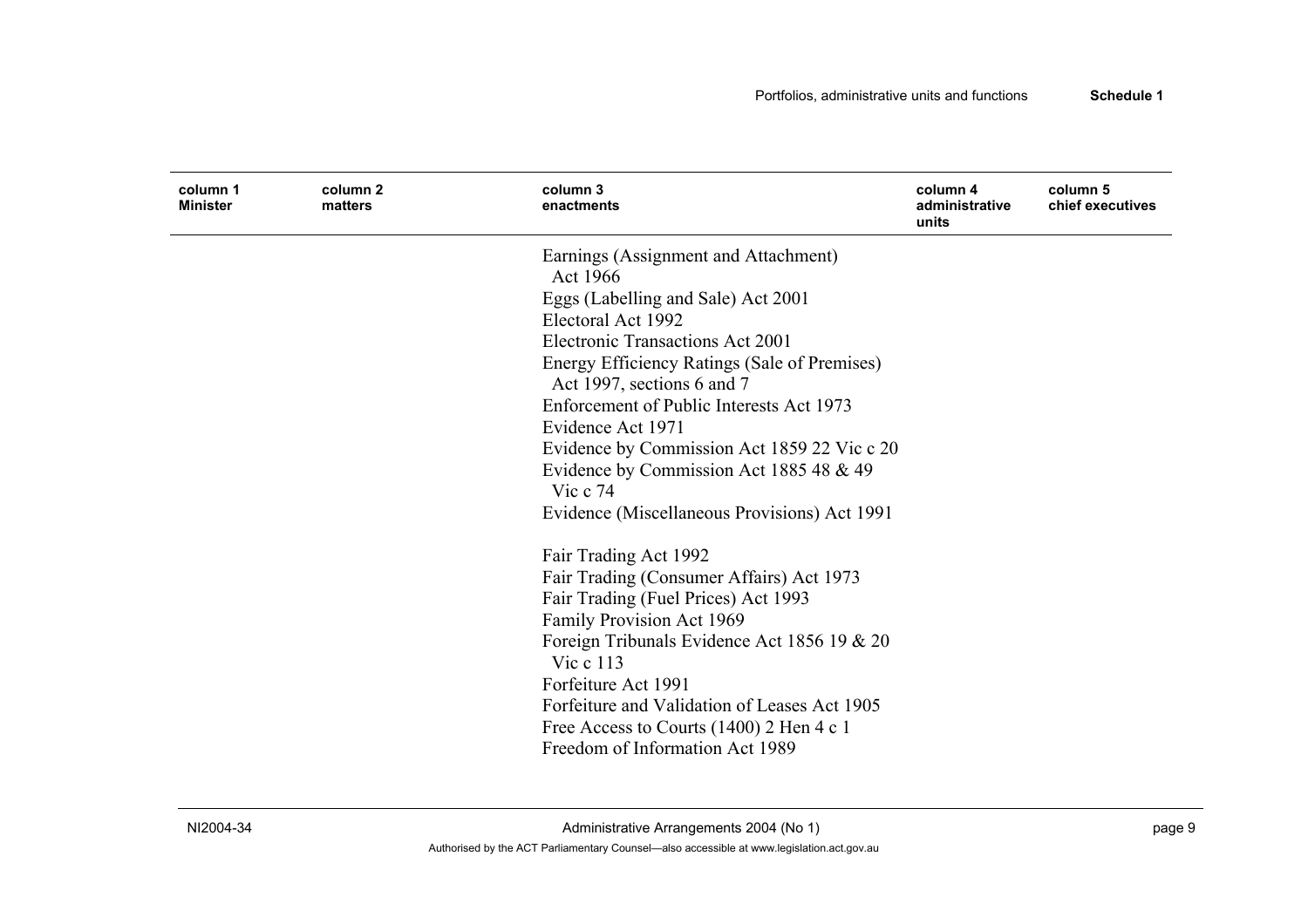| column 1 Minister | column 2 matters | column 3 enactments | column 4 administrative units | column 5 chief executives |
|---|---|---|---|---|
| | | Earnings (Assignment and Attachment) Act 1966 | | |
| | | Eggs (Labelling and Sale) Act 2001 | | |
| | | Electoral Act 1992 | | |
| | | Electronic Transactions Act 2001 | | |
| | | Energy Efficiency Ratings (Sale of Premises) Act 1997, sections 6 and 7 | | |
| | | Enforcement of Public Interests Act 1973 | | |
| | | Evidence Act 1971 | | |
| | | Evidence by Commission Act 1859 22 Vic c 20 | | |
| | | Evidence by Commission Act 1885 48 & 49 Vic c 74 | | |
| | | Evidence (Miscellaneous Provisions) Act 1991 | | |
| | | Fair Trading Act 1992 | | |
| | | Fair Trading (Consumer Affairs) Act 1973 | | |
| | | Fair Trading (Fuel Prices) Act 1993 | | |
| | | Family Provision Act 1969 | | |
| | | Foreign Tribunals Evidence Act 1856 19 & 20 Vic c 113 | | |
| | | Forfeiture Act 1991 | | |
| | | Forfeiture and Validation of Leases Act 1905 | | |
| | | Free Access to Courts (1400) 2 Hen 4 c 1 | | |
| | | Freedom of Information Act 1989 | | |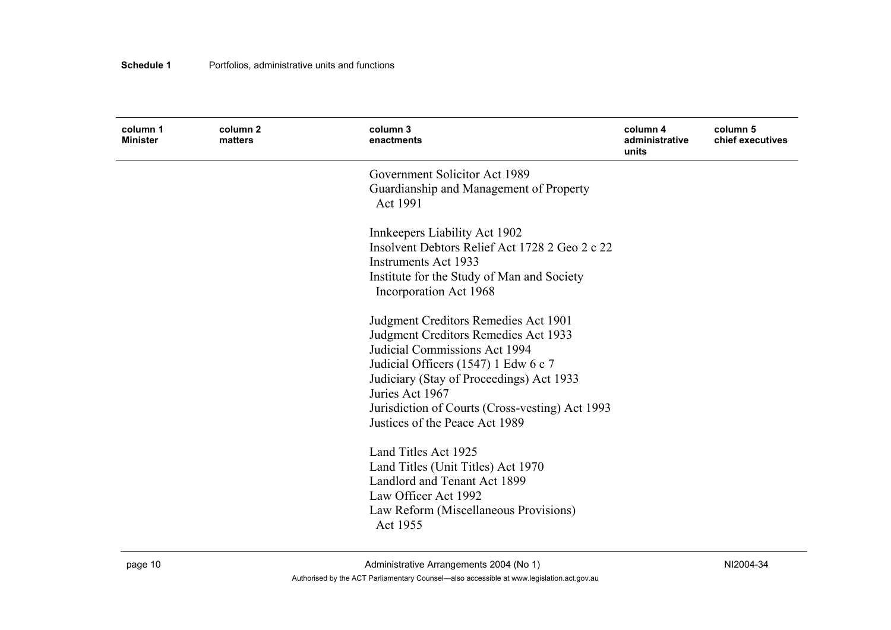| column 1 Minister | column 2 matters | column 3 enactments | column 4 administrative units | column 5 chief executives |
|---|---|---|---|---|
| | | Government Solicitor Act 1989 | | |
| | | Guardianship and Management of Property Act 1991 | | |
| | | Innkeepers Liability Act 1902 | | |
| | | Insolvent Debtors Relief Act 1728 2 Geo 2 c 22 | | |
| | | Instruments Act 1933 | | |
| | | Institute for the Study of Man and Society Incorporation Act 1968 | | |
| | | Judgment Creditors Remedies Act 1901 | | |
| | | Judgment Creditors Remedies Act 1933 | | |
| | | Judicial Commissions Act 1994 | | |
| | | Judicial Officers (1547) 1 Edw 6 c 7 | | |
| | | Judiciary (Stay of Proceedings) Act 1933 | | |
| | | Juries Act 1967 | | |
| | | Jurisdiction of Courts (Cross-vesting) Act 1993 | | |
| | | Justices of the Peace Act 1989 | | |
| | | Land Titles Act 1925 | | |
| | | Land Titles (Unit Titles) Act 1970 | | |
| | | Landlord and Tenant Act 1899 | | |
| | | Law Officer Act 1992 | | |
| | | Law Reform (Miscellaneous Provisions) Act 1955 | | |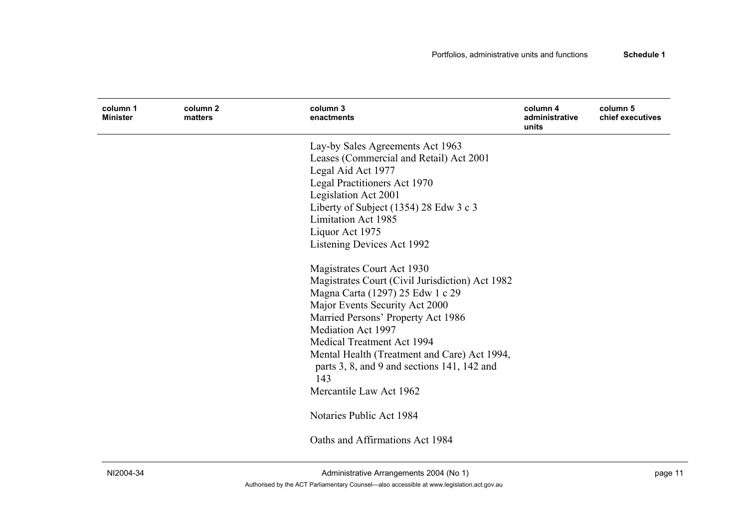| column 1 Minister | column 2 matters | column 3 enactments | column 4 administrative units | column 5 chief executives |
|---|---|---|---|---|
| | | Lay-by Sales Agreements Act 1963 | | |
| | | Leases (Commercial and Retail) Act 2001 | | |
| | | Legal Aid Act 1977 | | |
| | | Legal Practitioners Act 1970 | | |
| | | Legislation Act 2001 | | |
| | | Liberty of Subject (1354) 28 Edw 3 c 3 | | |
| | | Limitation Act 1985 | | |
| | | Liquor Act 1975 | | |
| | | Listening Devices Act 1992 | | |
| | | | | |
| | | Magistrates Court Act 1930 | | |
| | | Magistrates Court (Civil Jurisdiction) Act 1982 | | |
| | | Magna Carta (1297) 25 Edw 1 c 29 | | |
| | | Major Events Security Act 2000 | | |
| | | Married Persons' Property Act 1986 | | |
| | | Mediation Act 1997 | | |
| | | Medical Treatment Act 1994 | | |
| | | Mental Health (Treatment and Care) Act 1994, parts 3, 8, and 9 and sections 141, 142 and 143 | | |
| | | Mercantile Law Act 1962 | | |
| | | | | |
| | | Notaries Public Act 1984 | | |
| | | | | |
| | | Oaths and Affirmations Act 1984 | | |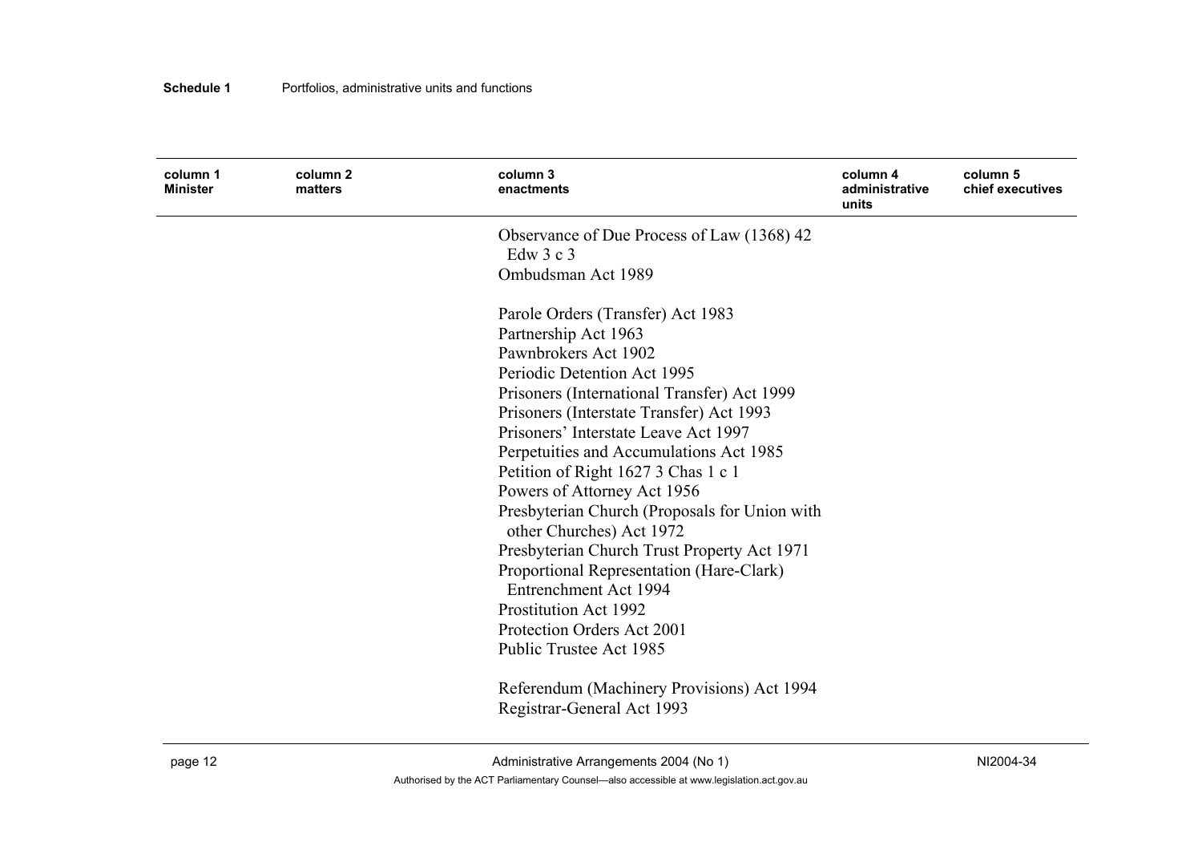| column 1 Minister | column 2 matters | column 3 enactments | column 4 administrative units | column 5 chief executives |
|---|---|---|---|---|
| | | Observance of Due Process of Law (1368) 42 Edw 3 c 3 | | |
| | | Ombudsman Act 1989 | | |
| | | Parole Orders (Transfer) Act 1983 | | |
| | | Partnership Act 1963 | | |
| | | Pawnbrokers Act 1902 | | |
| | | Periodic Detention Act 1995 | | |
| | | Prisoners (International Transfer) Act 1999 | | |
| | | Prisoners (Interstate Transfer) Act 1993 | | |
| | | Prisoners' Interstate Leave Act 1997 | | |
| | | Perpetuities and Accumulations Act 1985 | | |
| | | Petition of Right 1627 3 Chas 1 c 1 | | |
| | | Powers of Attorney Act 1956 | | |
| | | Presbyterian Church (Proposals for Union with other Churches) Act 1972 | | |
| | | Presbyterian Church Trust Property Act 1971 | | |
| | | Proportional Representation (Hare-Clark) Entrenchment Act 1994 | | |
| | | Prostitution Act 1992 | | |
| | | Protection Orders Act 2001 | | |
| | | Public Trustee Act 1985 | | |
| | | Referendum (Machinery Provisions) Act 1994 | | |
| | | Registrar-General Act 1993 | | |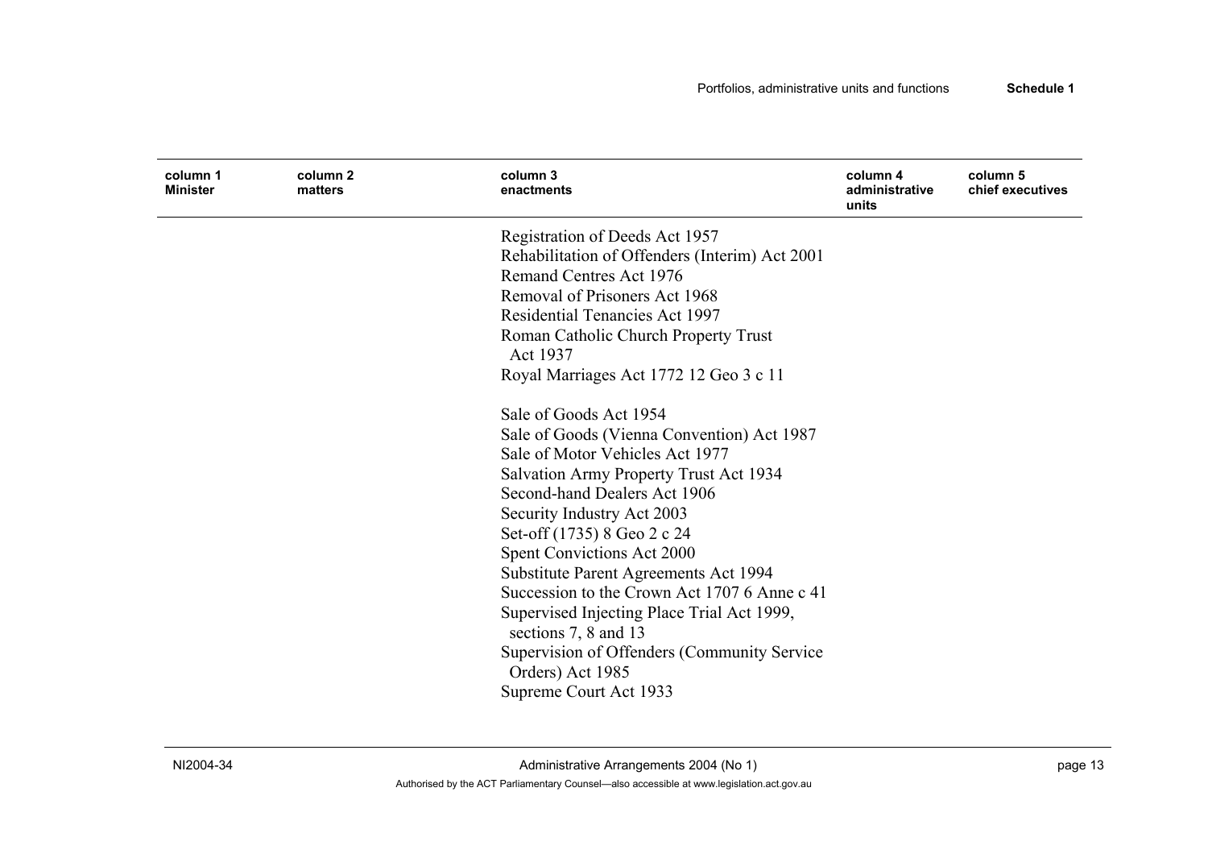| column 1 Minister | column 2 matters | column 3 enactments | column 4 administrative units | column 5 chief executives |
| --- | --- | --- | --- | --- |
| | | Registration of Deeds Act 1957 | | |
| | | Rehabilitation of Offenders (Interim) Act 2001 | | |
| | | Remand Centres Act 1976 | | |
| | | Removal of Prisoners Act 1968 | | |
| | | Residential Tenancies Act 1997 | | |
| | | Roman Catholic Church Property Trust Act 1937 | | |
| | | Royal Marriages Act 1772 12 Geo 3 c 11 | | |
| | | Sale of Goods Act 1954 | | |
| | | Sale of Goods (Vienna Convention) Act 1987 | | |
| | | Sale of Motor Vehicles Act 1977 | | |
| | | Salvation Army Property Trust Act 1934 | | |
| | | Second-hand Dealers Act 1906 | | |
| | | Security Industry Act 2003 | | |
| | | Set-off (1735) 8 Geo 2 c 24 | | |
| | | Spent Convictions Act 2000 | | |
| | | Substitute Parent Agreements Act 1994 | | |
| | | Succession to the Crown Act 1707 6 Anne c 41 | | |
| | | Supervised Injecting Place Trial Act 1999, sections 7, 8 and 13 | | |
| | | Supervision of Offenders (Community Service Orders) Act 1985 | | |
| | | Supreme Court Act 1933 | | |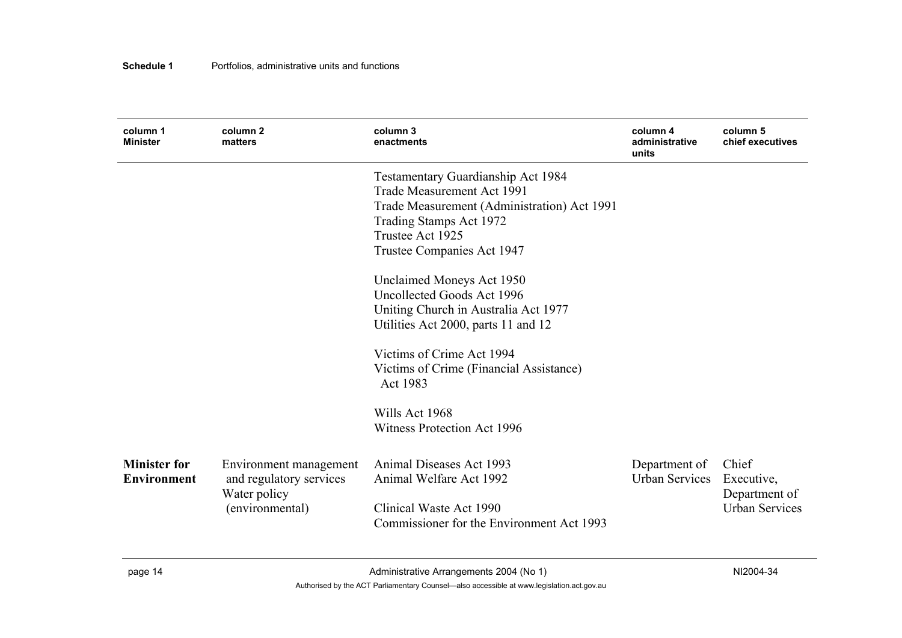| column 1 Minister | column 2 matters | column 3 enactments | column 4 administrative units | column 5 chief executives |
|---|---|---|---|---|
| | | Testamentary Guardianship Act 1984<br>Trade Measurement Act 1991<br>Trade Measurement (Administration) Act 1991<br>Trading Stamps Act 1972<br>Trustee Act 1925<br>Trustee Companies Act 1947 | | |
| | | Unclaimed Moneys Act 1950<br>Uncollected Goods Act 1996<br>Uniting Church in Australia Act 1977<br>Utilities Act 2000, parts 11 and 12 | | |
| | | Victims of Crime Act 1994<br>Victims of Crime (Financial Assistance) Act 1983 | | |
| | | Wills Act 1968<br>Witness Protection Act 1996 | | |
| **Minister for Environment** | Environment management and regulatory services<br>Water policy (environmental) | Animal Diseases Act 1993<br>Animal Welfare Act 1992 | Department of Urban Services | Chief Executive, Department of Urban Services |
| | | Clinical Waste Act 1990<br>Commissioner for the Environment Act 1993 | | |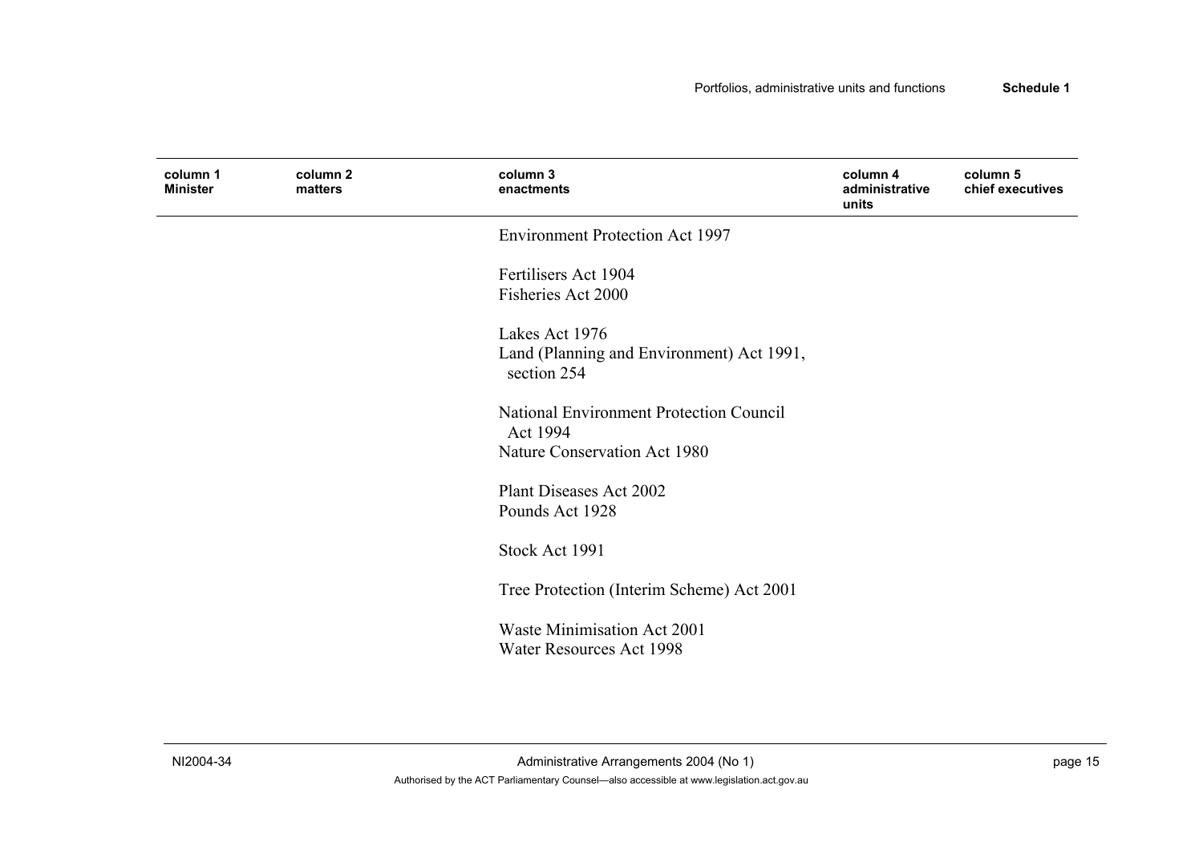| column 1 Minister | column 2 matters | column 3 enactments | column 4 administrative units | column 5 chief executives |
|---|---|---|---|---|
| | | Environment Protection Act 1997 | | |
| | | Fertilisers Act 1904 | | |
| | | Fisheries Act 2000 | | |
| | | Lakes Act 1976 | | |
| | | Land (Planning and Environment) Act 1991, section 254 | | |
| | | National Environment Protection Council Act 1994 | | |
| | | Nature Conservation Act 1980 | | |
| | | Plant Diseases Act 2002 | | |
| | | Pounds Act 1928 | | |
| | | Stock Act 1991 | | |
| | | Tree Protection (Interim Scheme) Act 2001 | | |
| | | Waste Minimisation Act 2001 | | |
| | | Water Resources Act 1998 | | |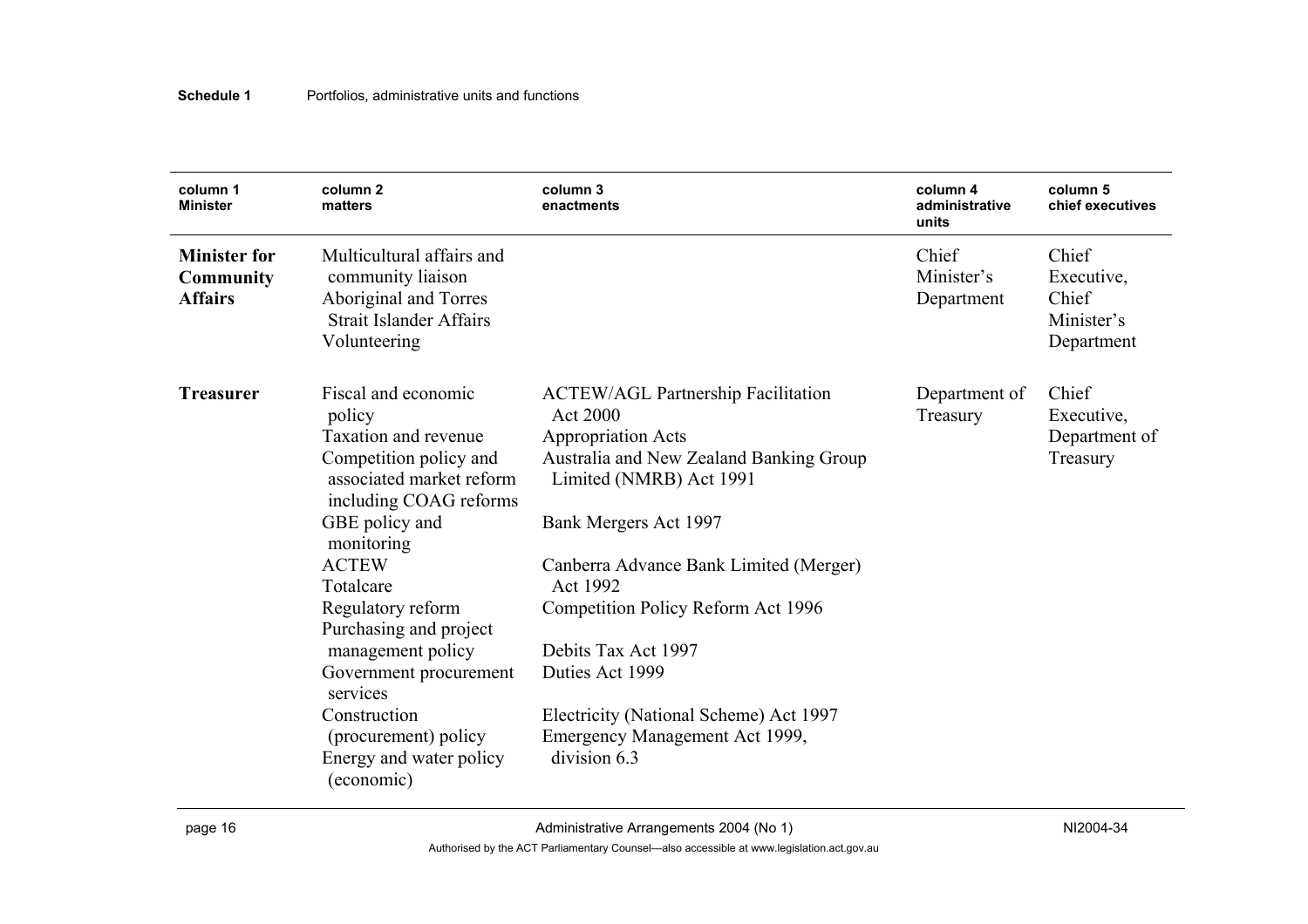| column 1 Minister | column 2 matters | column 3 enactments | column 4 administrative units | column 5 chief executives |
|---|---|---|---|---|
| **Minister for Community Affairs** | Multicultural affairs and community liaison<br>Aboriginal and Torres Strait Islander Affairs<br>Volunteering | | Chief Minister's Department | Chief Executive, Chief Minister's Department |
| **Treasurer** | Fiscal and economic policy<br>Taxation and revenue<br>Competition policy and associated market reform including COAG reforms<br>GBE policy and monitoring<br>ACTEW<br>Totalcare<br>Regulatory reform<br>Purchasing and project management policy<br>Government procurement services<br>Construction (procurement) policy<br>Energy and water policy (economic) | ACTEW/AGL Partnership Facilitation Act 2000<br>Appropriation Acts<br>Australia and New Zealand Banking Group Limited (NMRB) Act 1991<br>Bank Mergers Act 1997<br>Canberra Advance Bank Limited (Merger) Act 1992<br>Competition Policy Reform Act 1996<br>Debits Tax Act 1997<br>Duties Act 1999<br>Electricity (National Scheme) Act 1997<br>Emergency Management Act 1999, division 6.3 | Department of Treasury | Chief Executive, Department of Treasury |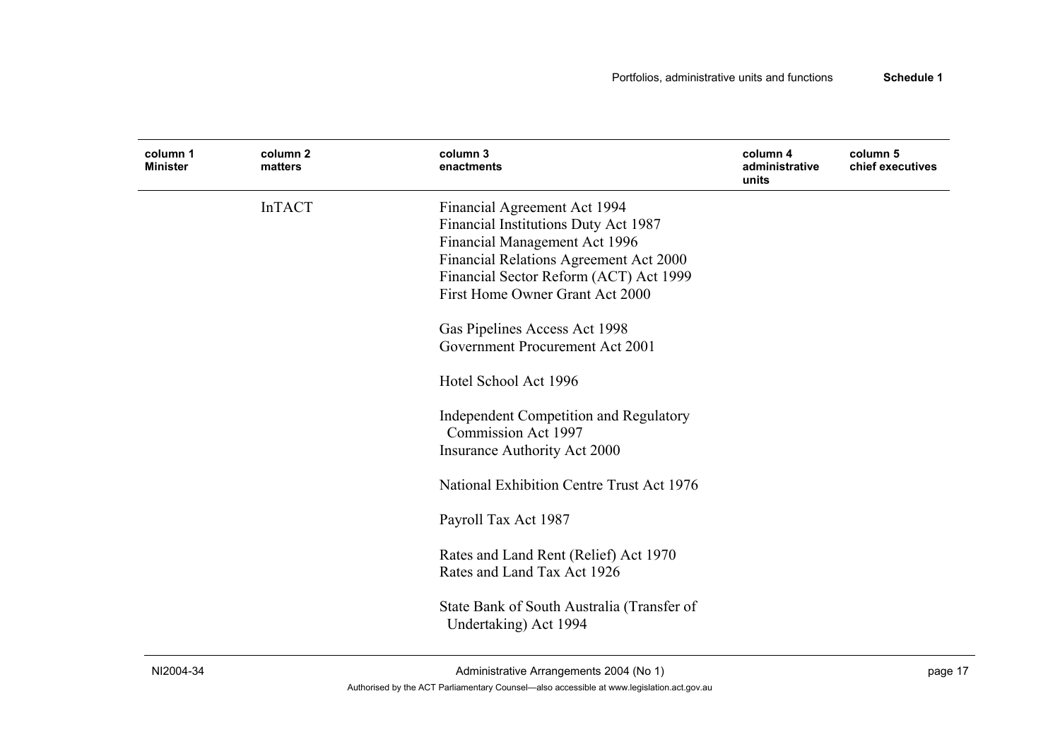| column 1 Minister | column 2 matters | column 3 enactments | column 4 administrative units | column 5 chief executives |
|---|---|---|---|---|
| | InTACT | Financial Agreement Act 1994<br>Financial Institutions Duty Act 1987<br>Financial Management Act 1996<br>Financial Relations Agreement Act 2000<br>Financial Sector Reform (ACT) Act 1999<br>First Home Owner Grant Act 2000<br><br>Gas Pipelines Access Act 1998<br>Government Procurement Act 2001<br><br>Hotel School Act 1996<br><br>Independent Competition and Regulatory Commission Act 1997<br>Insurance Authority Act 2000<br><br>National Exhibition Centre Trust Act 1976<br><br>Payroll Tax Act 1987<br><br>Rates and Land Rent (Relief) Act 1970<br>Rates and Land Tax Act 1926<br><br>State Bank of South Australia (Transfer of Undertaking) Act 1994 | | |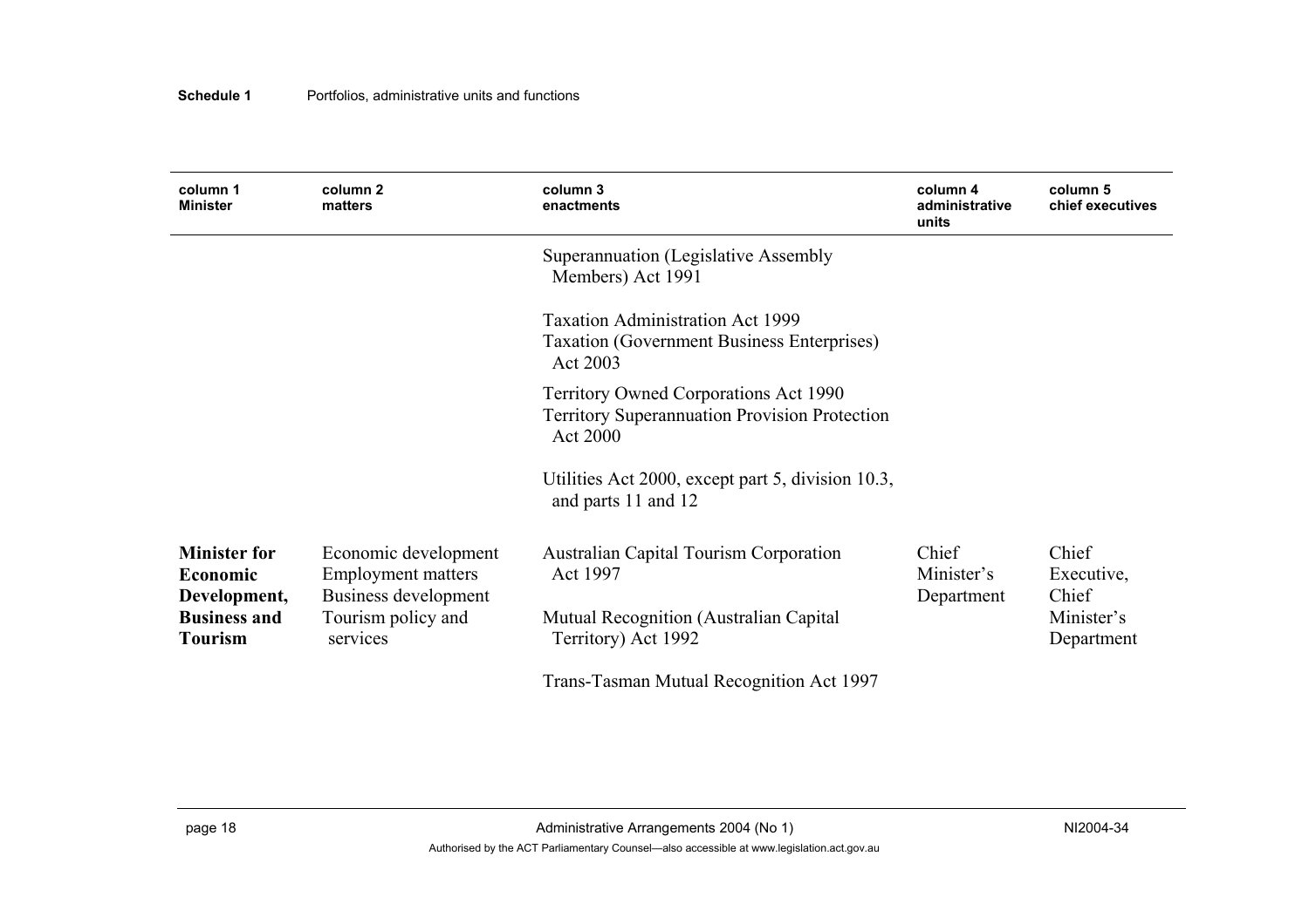| column 1 Minister | column 2 matters | column 3 enactments | column 4 administrative units | column 5 chief executives |
|---|---|---|---|---|
| | | Superannuation (Legislative Assembly Members) Act 1991 | | |
| | | Taxation Administration Act 1999<br>Taxation (Government Business Enterprises) Act 2003 | | |
| | | Territory Owned Corporations Act 1990<br>Territory Superannuation Provision Protection Act 2000 | | |
| | | Utilities Act 2000, except part 5, division 10.3, and parts 11 and 12 | | |
| **Minister for Economic Development, Business and Tourism** | Economic development<br>Employment matters<br>Business development<br>Tourism policy and services | Australian Capital Tourism Corporation Act 1997 | Chief Minister's Department | Chief Executive, Chief Minister's Department |
| | | Mutual Recognition (Australian Capital Territory) Act 1992 | | |
| | | Trans-Tasman Mutual Recognition Act 1997 | | |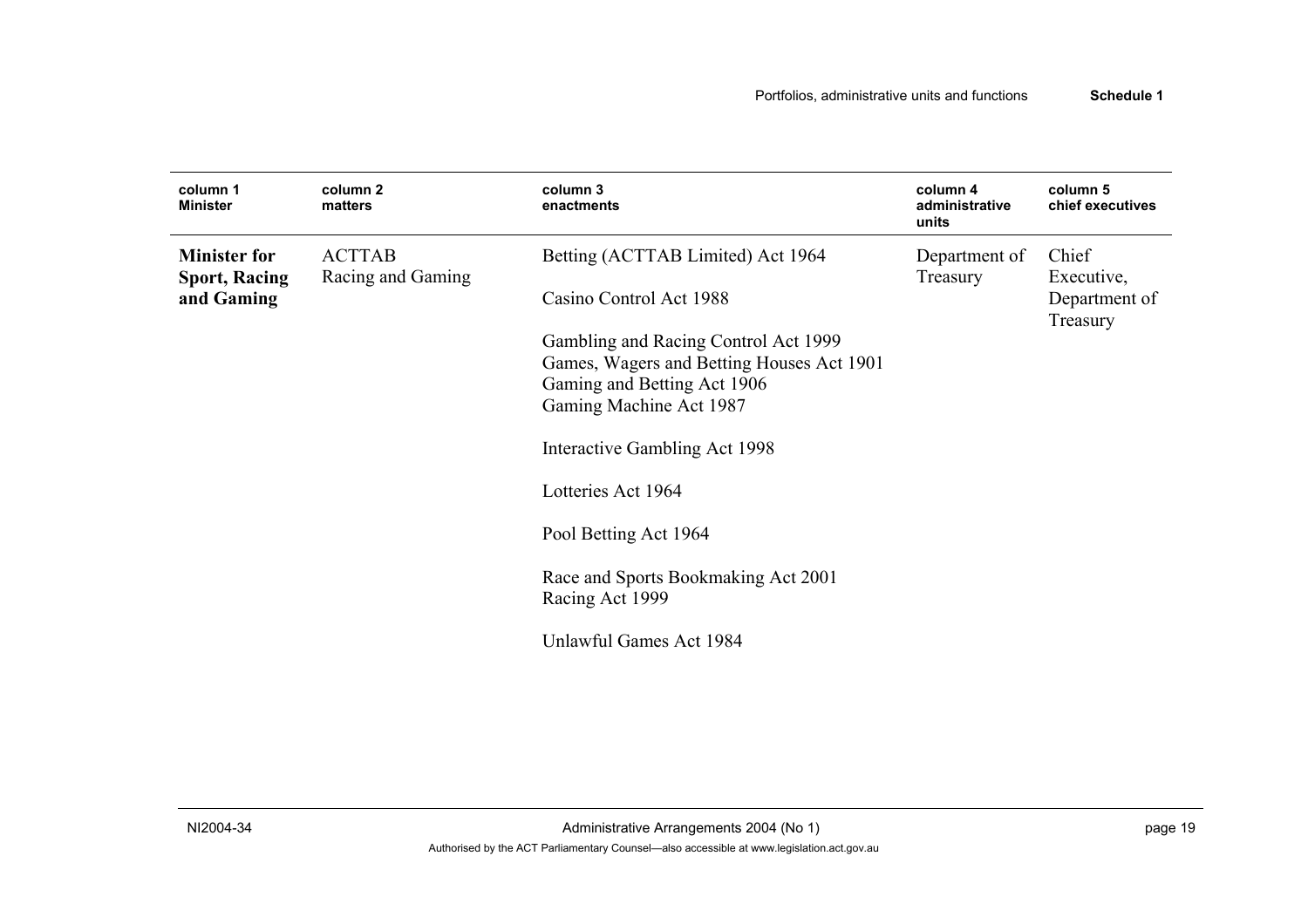| column 1 Minister | column 2 matters | column 3 enactments | column 4 administrative units | column 5 chief executives |
|---|---|---|---|---|
| **Minister for Sport, Racing and Gaming** | ACTTAB<br>Racing and Gaming | Betting (ACTTAB Limited) Act 1964<br><br>Casino Control Act 1988<br><br>Gambling and Racing Control Act 1999<br>Games, Wagers and Betting Houses Act 1901<br>Gaming and Betting Act 1906<br>Gaming Machine Act 1987<br><br>Interactive Gambling Act 1998<br><br>Lotteries Act 1964<br><br>Pool Betting Act 1964<br><br>Race and Sports Bookmaking Act 2001<br>Racing Act 1999<br><br>Unlawful Games Act 1984 | Department of Treasury | Chief Executive, Department of Treasury |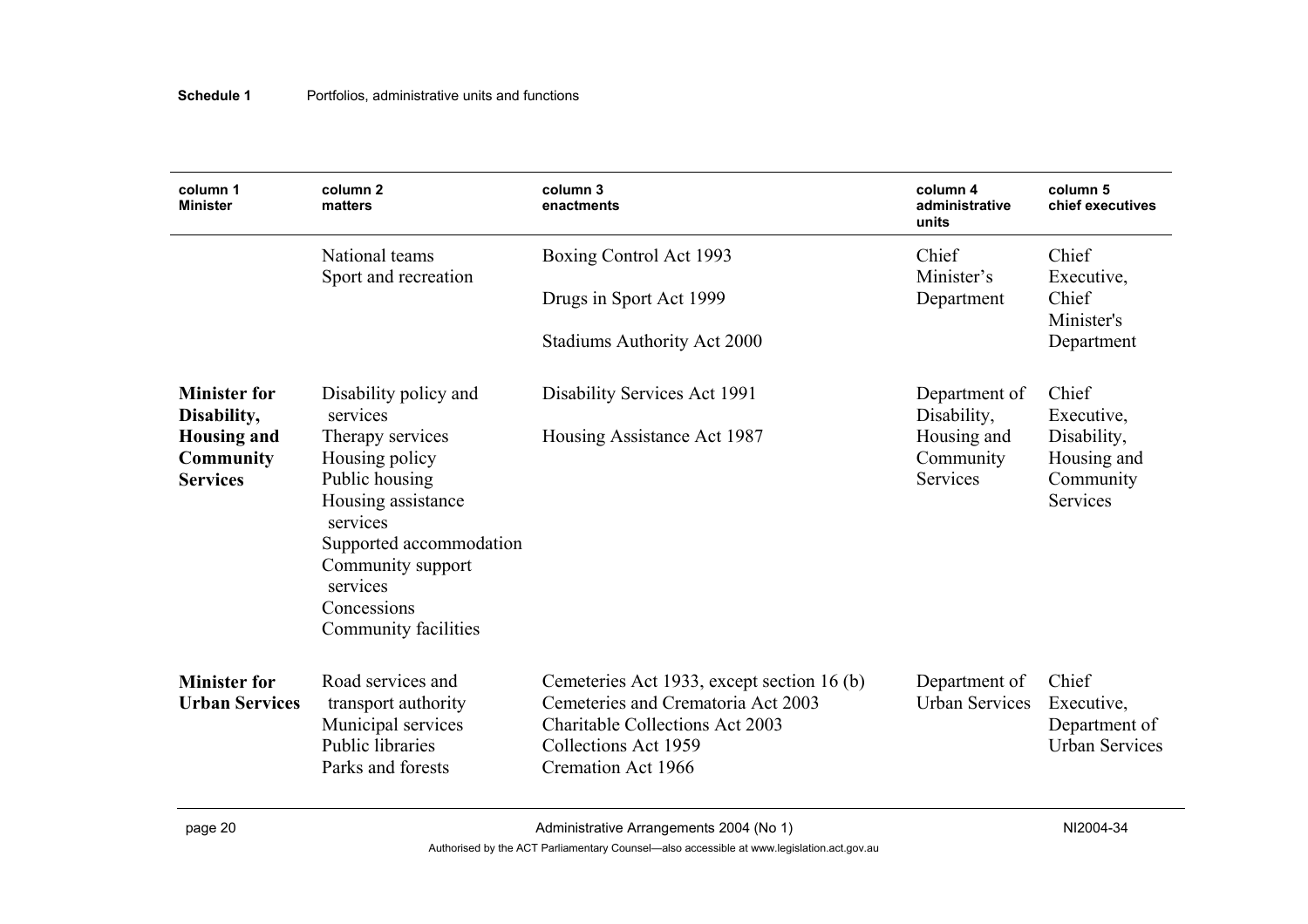| column 1 Minister | column 2 matters | column 3 enactments | column 4 administrative units | column 5 chief executives |
|---|---|---|---|---|
| | National teams<br>Sport and recreation | Boxing Control Act 1993<br>Drugs in Sport Act 1999<br>Stadiums Authority Act 2000 | Chief Minister's Department | Chief Executive, Chief Minister's Department |
| **Minister for Disability, Housing and Community Services** | Disability policy and services<br>Therapy services<br>Housing policy<br>Public housing<br>Housing assistance services<br>Supported accommodation<br>Community support services<br>Concessions<br>Community facilities | Disability Services Act 1991<br>Housing Assistance Act 1987 | Department of Disability, Housing and Community Services | Chief Executive, Disability, Housing and Community Services |
| **Minister for Urban Services** | Road services and transport authority<br>Municipal services<br>Public libraries<br>Parks and forests | Cemeteries Act 1933, except section 16 (b)<br>Cemeteries and Crematoria Act 2003<br>Charitable Collections Act 2003<br>Collections Act 1959<br>Cremation Act 1966 | Department of Urban Services | Chief Executive, Department of Urban Services |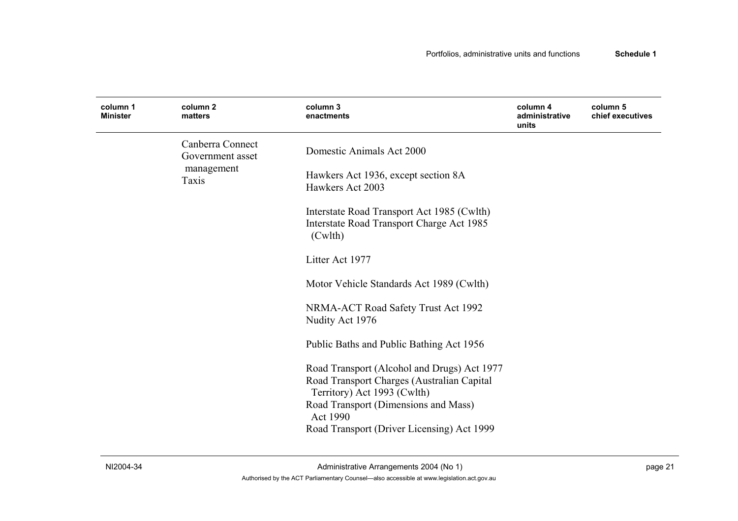| column 1 Minister | column 2 matters | column 3 enactments | column 4 administrative units | column 5 chief executives |
|---|---|---|---|---|
| | Canberra Connect<br>Government asset management<br>Taxis | Domestic Animals Act 2000<br><br>Hawkers Act 1936, except section 8A<br>Hawkers Act 2003<br><br>Interstate Road Transport Act 1985 (Cwlth)<br>Interstate Road Transport Charge Act 1985 (Cwlth)<br><br>Litter Act 1977<br><br>Motor Vehicle Standards Act 1989 (Cwlth)<br><br>NRMA-ACT Road Safety Trust Act 1992<br>Nudity Act 1976<br><br>Public Baths and Public Bathing Act 1956<br><br>Road Transport (Alcohol and Drugs) Act 1977<br>Road Transport Charges (Australian Capital Territory) Act 1993 (Cwlth)<br>Road Transport (Dimensions and Mass) Act 1990<br>Road Transport (Driver Licensing) Act 1999 | | |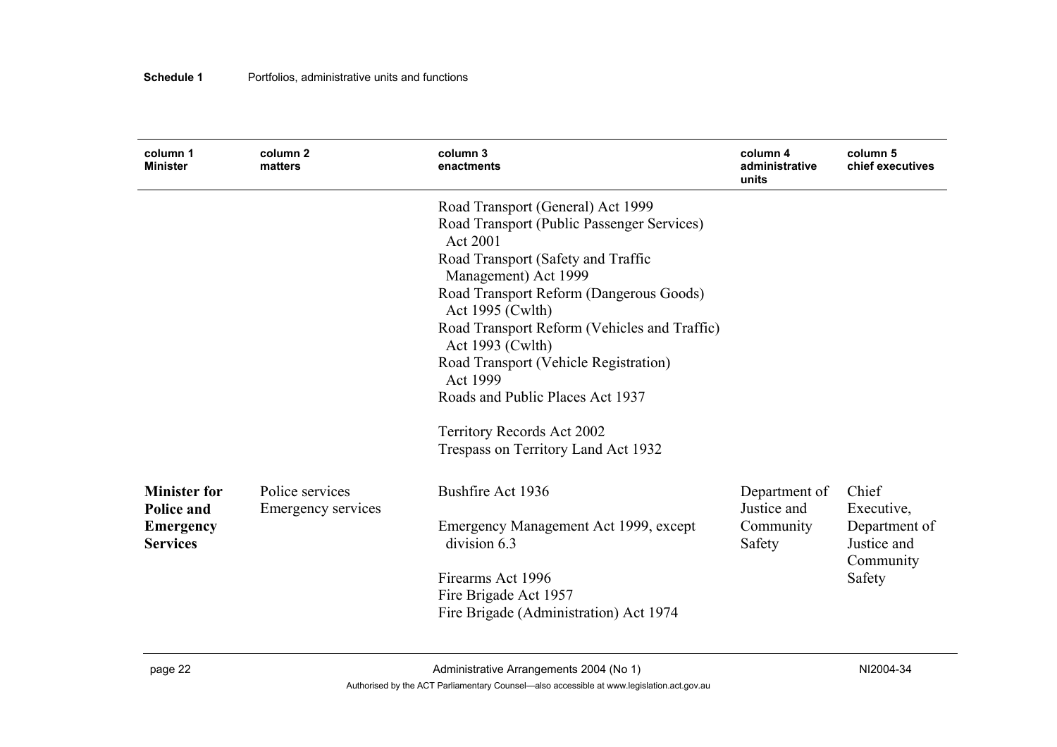| column 1 Minister | column 2 matters | column 3 enactments | column 4 administrative units | column 5 chief executives |
|---|---|---|---|---|
| | | Road Transport (General) Act 1999<br>Road Transport (Public Passenger Services) Act 2001<br>Road Transport (Safety and Traffic Management) Act 1999<br>Road Transport Reform (Dangerous Goods) Act 1995 (Cwlth)<br>Road Transport Reform (Vehicles and Traffic) Act 1993 (Cwlth)<br>Road Transport (Vehicle Registration) Act 1999<br>Roads and Public Places Act 1937<br><br>Territory Records Act 2002<br>Trespass on Territory Land Act 1932 | | |
| **Minister for Police and Emergency Services** | Police services<br>Emergency services | Bushfire Act 1936<br><br>Emergency Management Act 1999, except division 6.3<br><br>Firearms Act 1996<br>Fire Brigade Act 1957<br>Fire Brigade (Administration) Act 1974 | Department of Justice and Community Safety | Chief Executive, Department of Justice and Community Safety |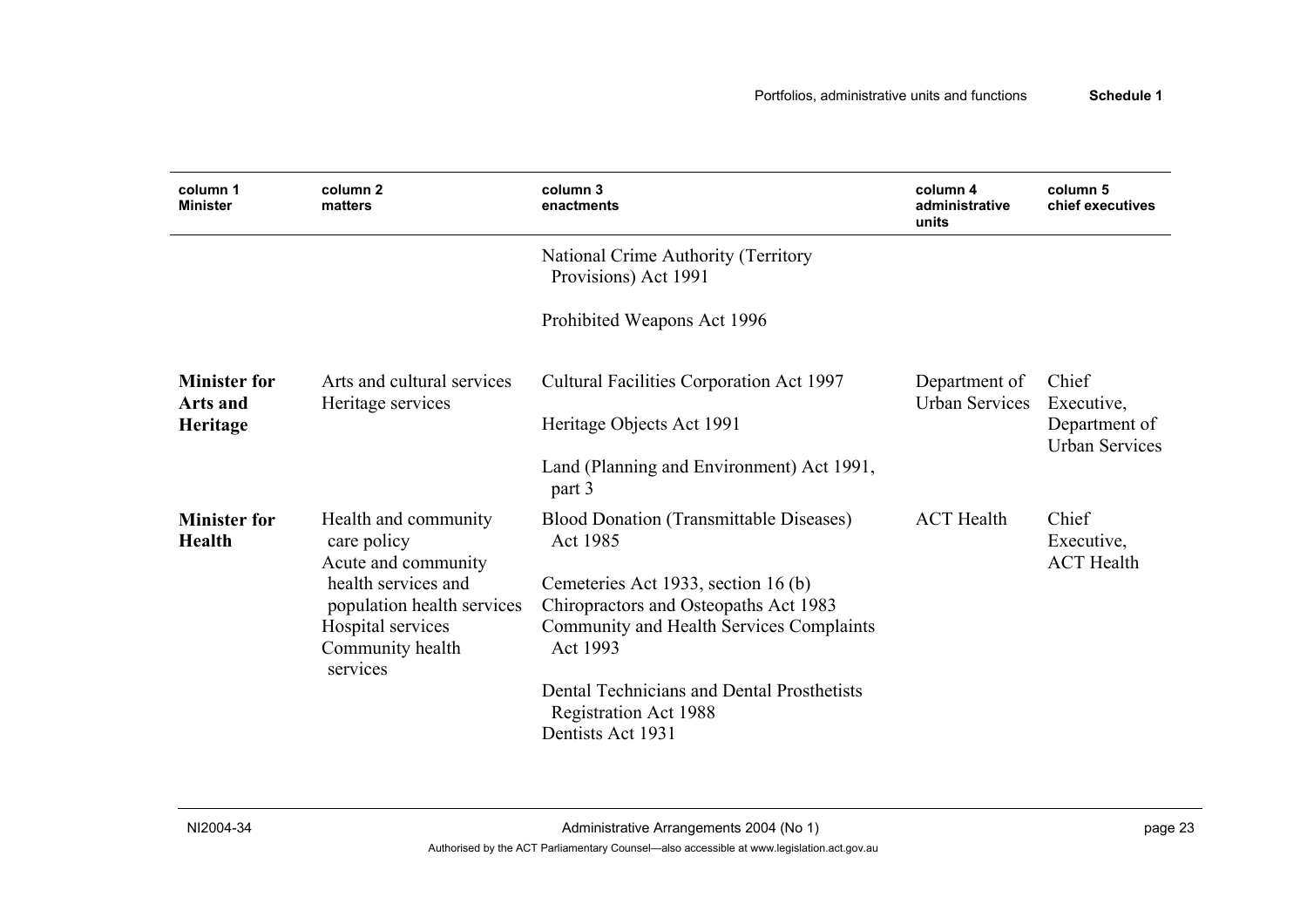| column 1 Minister | column 2 matters | column 3 enactments | column 4 administrative units | column 5 chief executives |
|---|---|---|---|---|
| | | National Crime Authority (Territory Provisions) Act 1991<br><br>Prohibited Weapons Act 1996 | | |
| **Minister for Arts and Heritage** | Arts and cultural services<br>Heritage services | Cultural Facilities Corporation Act 1997<br><br>Heritage Objects Act 1991<br><br>Land (Planning and Environment) Act 1991, part 3 | Department of Urban Services | Chief Executive, Department of Urban Services |
| **Minister for Health** | Health and community care policy<br>Acute and community health services and population health services<br>Hospital services<br>Community health services | Blood Donation (Transmittable Diseases) Act 1985<br><br>Cemeteries Act 1933, section 16 (b)<br>Chiropractors and Osteopaths Act 1983<br>Community and Health Services Complaints Act 1993<br><br>Dental Technicians and Dental Prosthetists Registration Act 1988<br>Dentists Act 1931 | ACT Health | Chief Executive, ACT Health |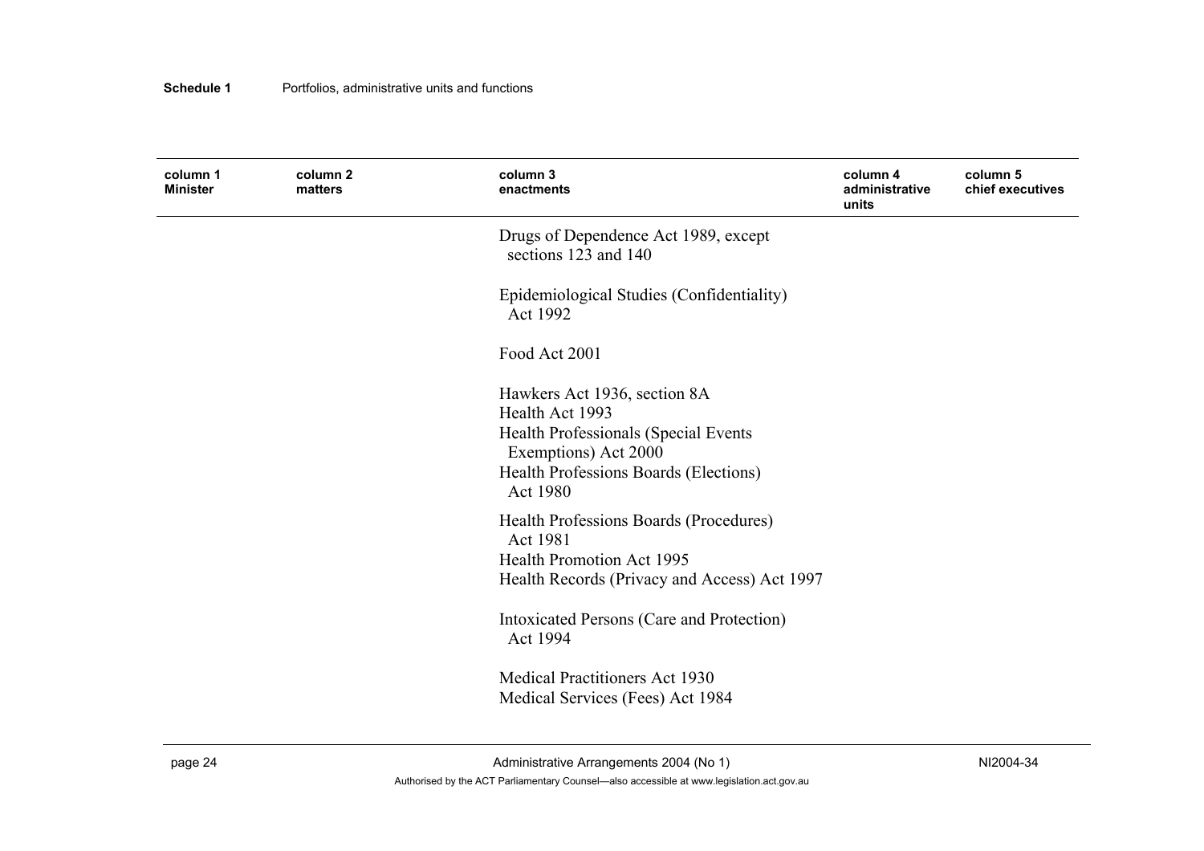| column 1 Minister | column 2 matters | column 3 enactments | column 4 administrative units | column 5 chief executives |
|---|---|---|---|---|
| | | Drugs of Dependence Act 1989, except sections 123 and 140 | | |
| | | Epidemiological Studies (Confidentiality) Act 1992 | | |
| | | Food Act 2001 | | |
| | | Hawkers Act 1936, section 8A | | |
| | | Health Act 1993 | | |
| | | Health Professionals (Special Events Exemptions) Act 2000 | | |
| | | Health Professions Boards (Elections) Act 1980 | | |
| | | Health Professions Boards (Procedures) Act 1981 | | |
| | | Health Promotion Act 1995 | | |
| | | Health Records (Privacy and Access) Act 1997 | | |
| | | Intoxicated Persons (Care and Protection) Act 1994 | | |
| | | Medical Practitioners Act 1930 | | |
| | | Medical Services (Fees) Act 1984 | | |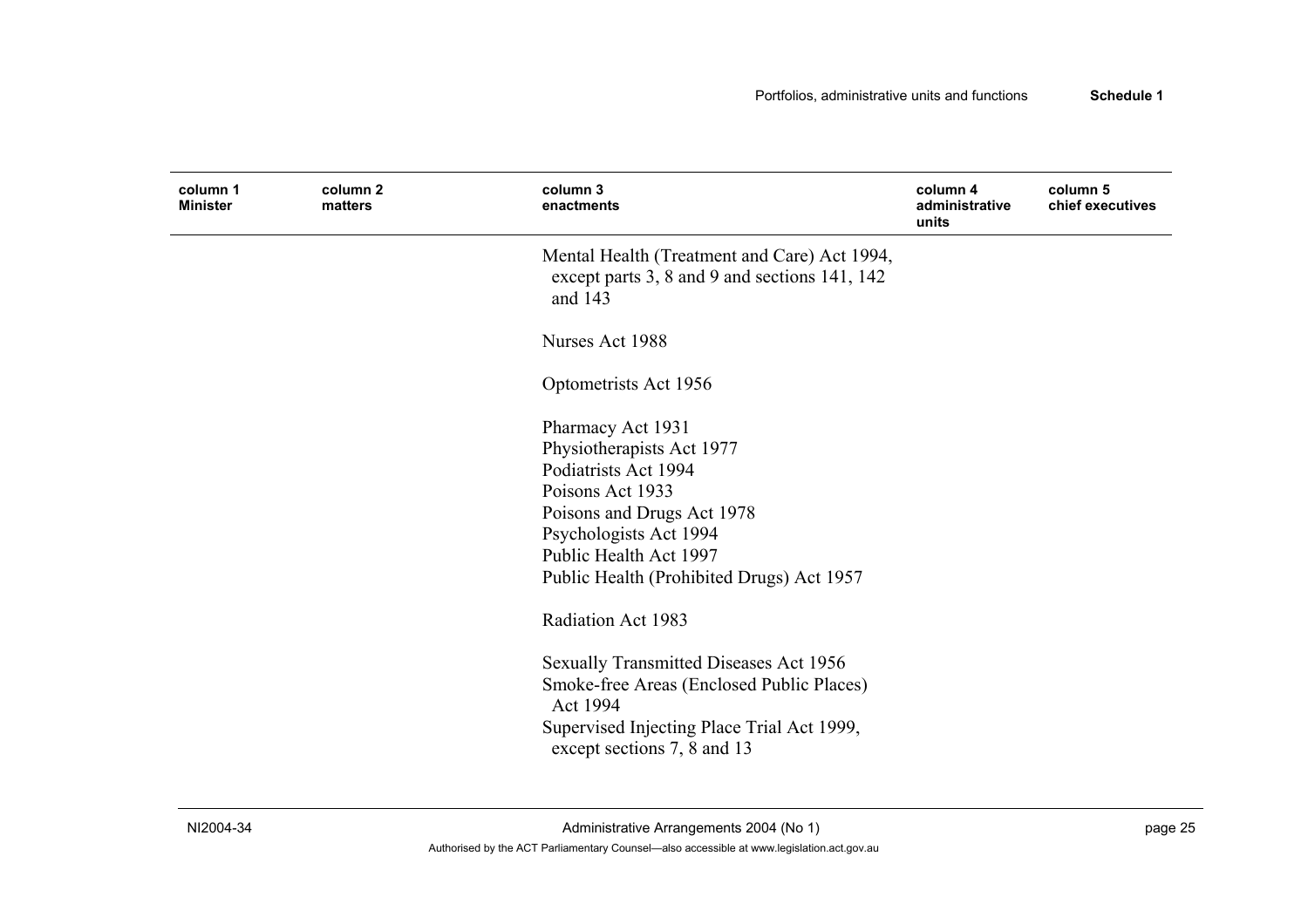| column 1 Minister | column 2 matters | column 3 enactments | column 4 administrative units | column 5 chief executives |
|---|---|---|---|---|
| | | Mental Health (Treatment and Care) Act 1994, except parts 3, 8 and 9 and sections 141, 142 and 143 | | |
| | | Nurses Act 1988 | | |
| | | Optometrists Act 1956 | | |
| | | Pharmacy Act 1931<br>Physiotherapists Act 1977<br>Podiatrists Act 1994<br>Poisons Act 1933<br>Poisons and Drugs Act 1978<br>Psychologists Act 1994<br>Public Health Act 1997<br>Public Health (Prohibited Drugs) Act 1957 | | |
| | | Radiation Act 1983 | | |
| | | Sexually Transmitted Diseases Act 1956<br>Smoke-free Areas (Enclosed Public Places) Act 1994<br>Supervised Injecting Place Trial Act 1999, except sections 7, 8 and 13 | | |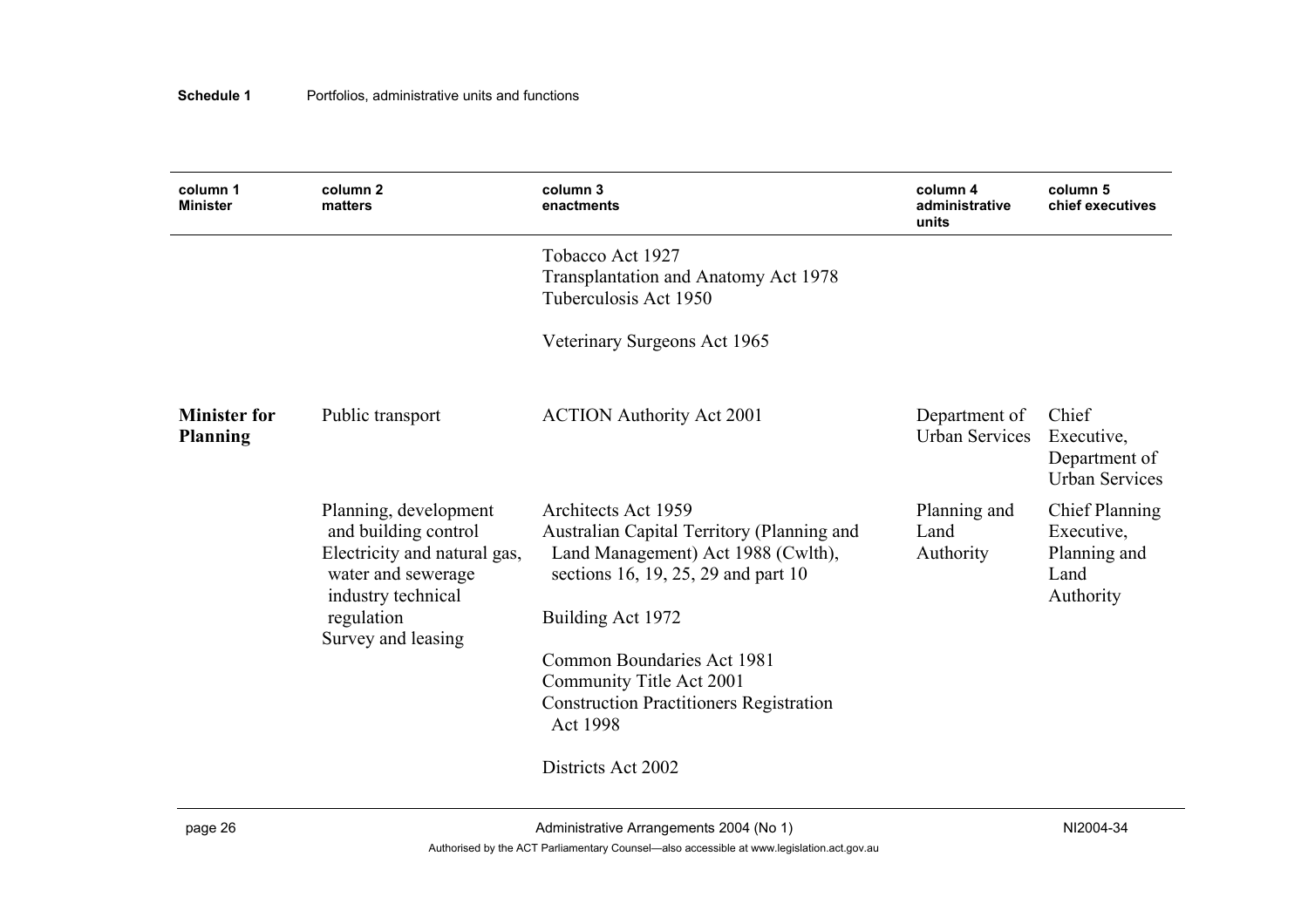| column 1 Minister | column 2 matters | column 3 enactments | column 4 administrative units | column 5 chief executives |
|---|---|---|---|---|
| | | Tobacco Act 1927<br>Transplantation and Anatomy Act 1978<br>Tuberculosis Act 1950<br><br>Veterinary Surgeons Act 1965 | | |
| **Minister for Planning** | Public transport | ACTION Authority Act 2001 | Department of Urban Services | Chief Executive, Department of Urban Services |
| | Planning, development and building control<br>Electricity and natural gas, water and sewerage industry technical regulation<br>Survey and leasing | Architects Act 1959<br>Australian Capital Territory (Planning and Land Management) Act 1988 (Cwlth), sections 16, 19, 25, 29 and part 10<br><br>Building Act 1972<br><br>Common Boundaries Act 1981<br>Community Title Act 2001<br>Construction Practitioners Registration Act 1998<br><br>Districts Act 2002 | Planning and Land Authority | Chief Planning Executive, Planning and Land Authority |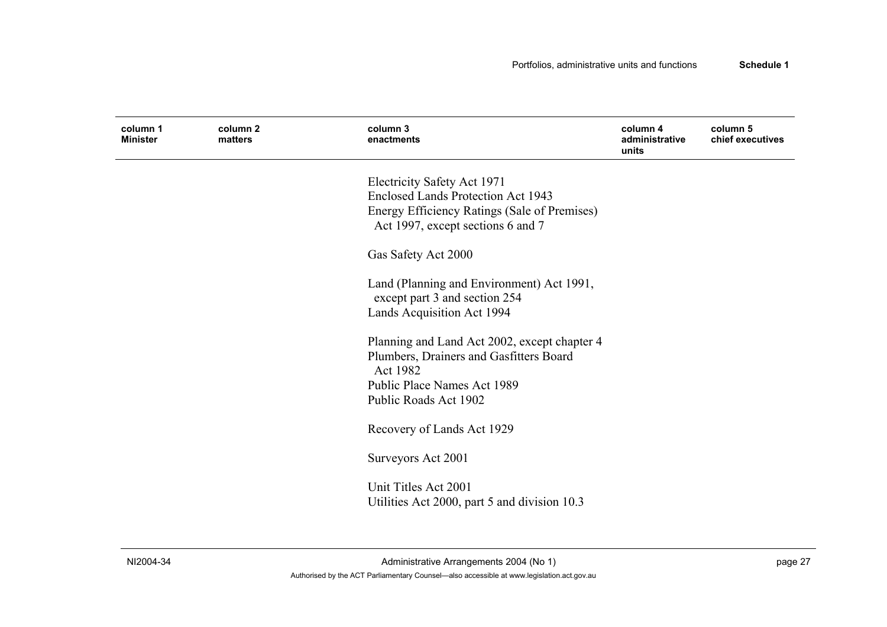| column 1 Minister | column 2 matters | column 3 enactments | column 4 administrative units | column 5 chief executives |
|---|---|---|---|---|
| | | Electricity Safety Act 1971<br>Enclosed Lands Protection Act 1943<br>Energy Efficiency Ratings (Sale of Premises) Act 1997, except sections 6 and 7<br><br>Gas Safety Act 2000<br><br>Land (Planning and Environment) Act 1991, except part 3 and section 254<br>Lands Acquisition Act 1994<br><br>Planning and Land Act 2002, except chapter 4<br>Plumbers, Drainers and Gasfitters Board Act 1982<br>Public Place Names Act 1989<br>Public Roads Act 1902<br><br>Recovery of Lands Act 1929<br><br>Surveyors Act 2001<br><br>Unit Titles Act 2001<br>Utilities Act 2000, part 5 and division 10.3 | | |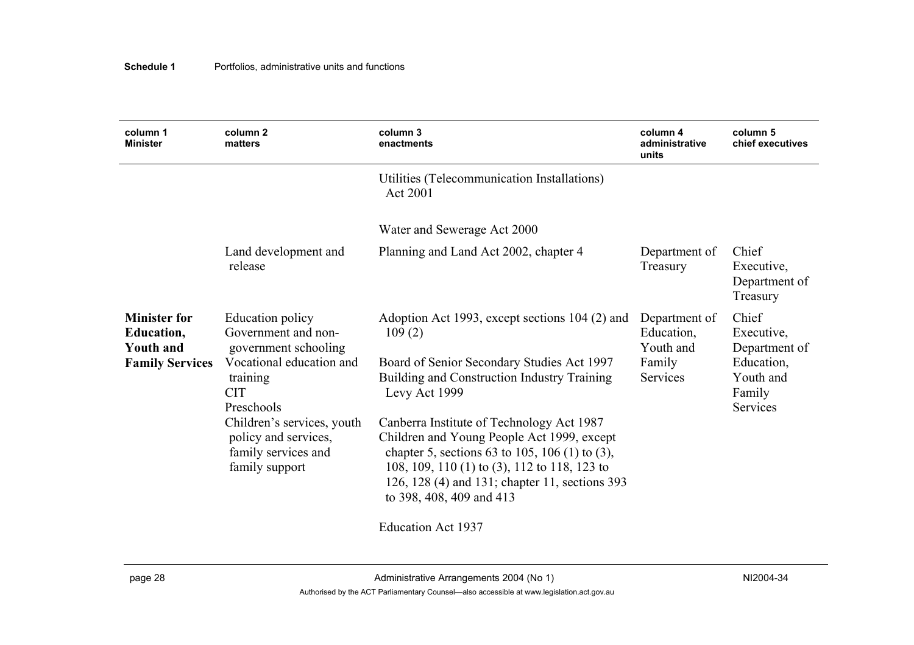| column 1 Minister | column 2 matters | column 3 enactments | column 4 administrative units | column 5 chief executives |
|---|---|---|---|---|
| | | Utilities (Telecommunication Installations) Act 2001 | | |
| | | Water and Sewerage Act 2000 | | |
| | Land development and release | Planning and Land Act 2002, chapter 4 | Department of Treasury | Chief Executive, Department of Treasury |
| **Minister for Education, Youth and Family Services** | Education policy<br>Government and non-government schooling<br>Vocational education and training<br>CIT<br>Preschools<br>Children's services, youth policy and services, family services and family support | Adoption Act 1993, except sections 104 (2) and 109 (2)<br><br>Board of Senior Secondary Studies Act 1997<br>Building and Construction Industry Training Levy Act 1999<br><br>Canberra Institute of Technology Act 1987<br>Children and Young People Act 1999, except chapter 5, sections 63 to 105, 106 (1) to (3), 108, 109, 110 (1) to (3), 112 to 118, 123 to 126, 128 (4) and 131; chapter 11, sections 393 to 398, 408, 409 and 413<br><br>Education Act 1937 | Department of Education, Youth and Family Services | Chief Executive, Department of Education, Youth and Family Services |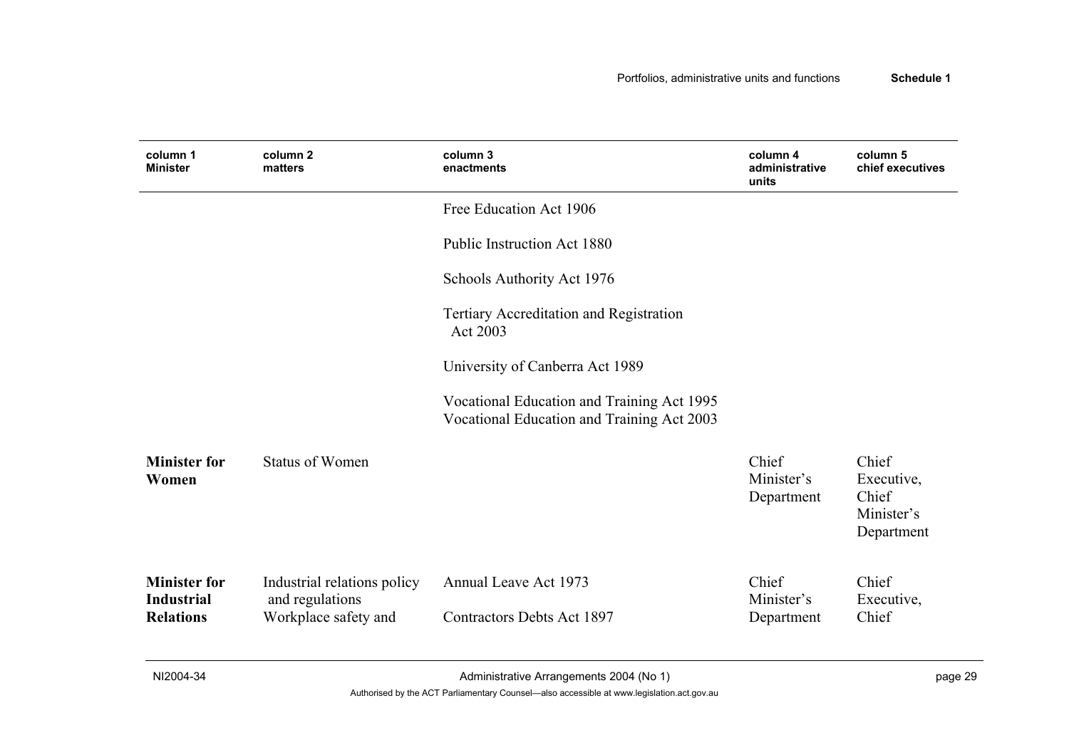| column 1 Minister | column 2 matters | column 3 enactments | column 4 administrative units | column 5 chief executives |
|---|---|---|---|---|
| | | Free Education Act 1906 | | |
| | | Public Instruction Act 1880 | | |
| | | Schools Authority Act 1976 | | |
| | | Tertiary Accreditation and Registration Act 2003 | | |
| | | University of Canberra Act 1989 | | |
| | | Vocational Education and Training Act 1995<br>Vocational Education and Training Act 2003 | | |
| **Minister for Women** | Status of Women | | Chief Minister's Department | Chief Executive, Chief Minister's Department |
| **Minister for Industrial Relations** | Industrial relations policy and regulations<br>Workplace safety and | Annual Leave Act 1973<br>Contractors Debts Act 1897 | Chief Minister's Department | Chief Executive, Chief |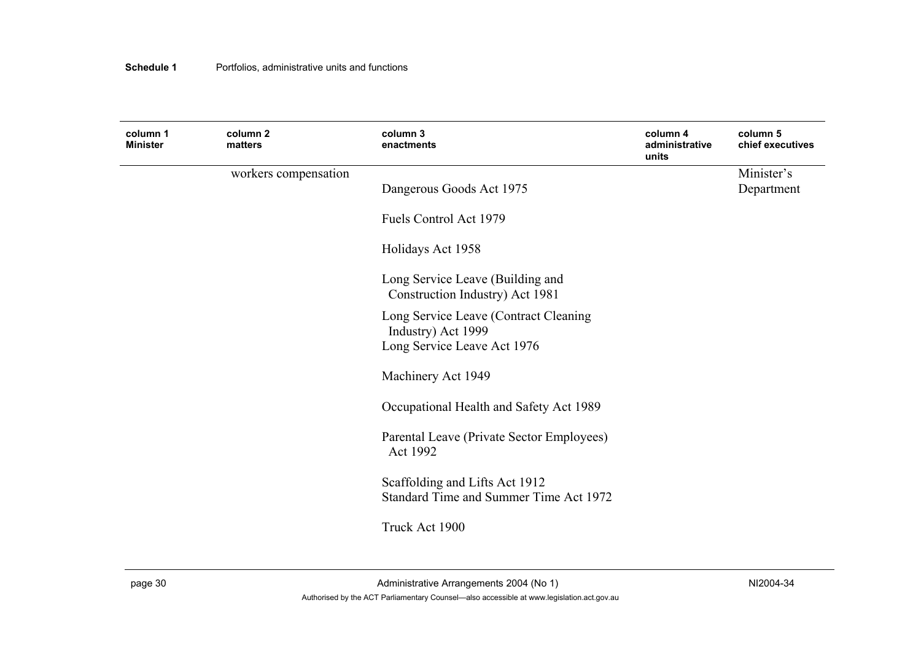| column 1 Minister | column 2 matters | column 3 enactments | column 4 administrative units | column 5 chief executives |
|---|---|---|---|---|
| | workers compensation | Dangerous Goods Act 1975 | | Minister's Department |
| | | Fuels Control Act 1979 | | |
| | | Holidays Act 1958 | | |
| | | Long Service Leave (Building and Construction Industry) Act 1981 | | |
| | | Long Service Leave (Contract Cleaning Industry) Act 1999 | | |
| | | Long Service Leave Act 1976 | | |
| | | Machinery Act 1949 | | |
| | | Occupational Health and Safety Act 1989 | | |
| | | Parental Leave (Private Sector Employees) Act 1992 | | |
| | | Scaffolding and Lifts Act 1912 | | |
| | | Standard Time and Summer Time Act 1972 | | |
| | | Truck Act 1900 | | |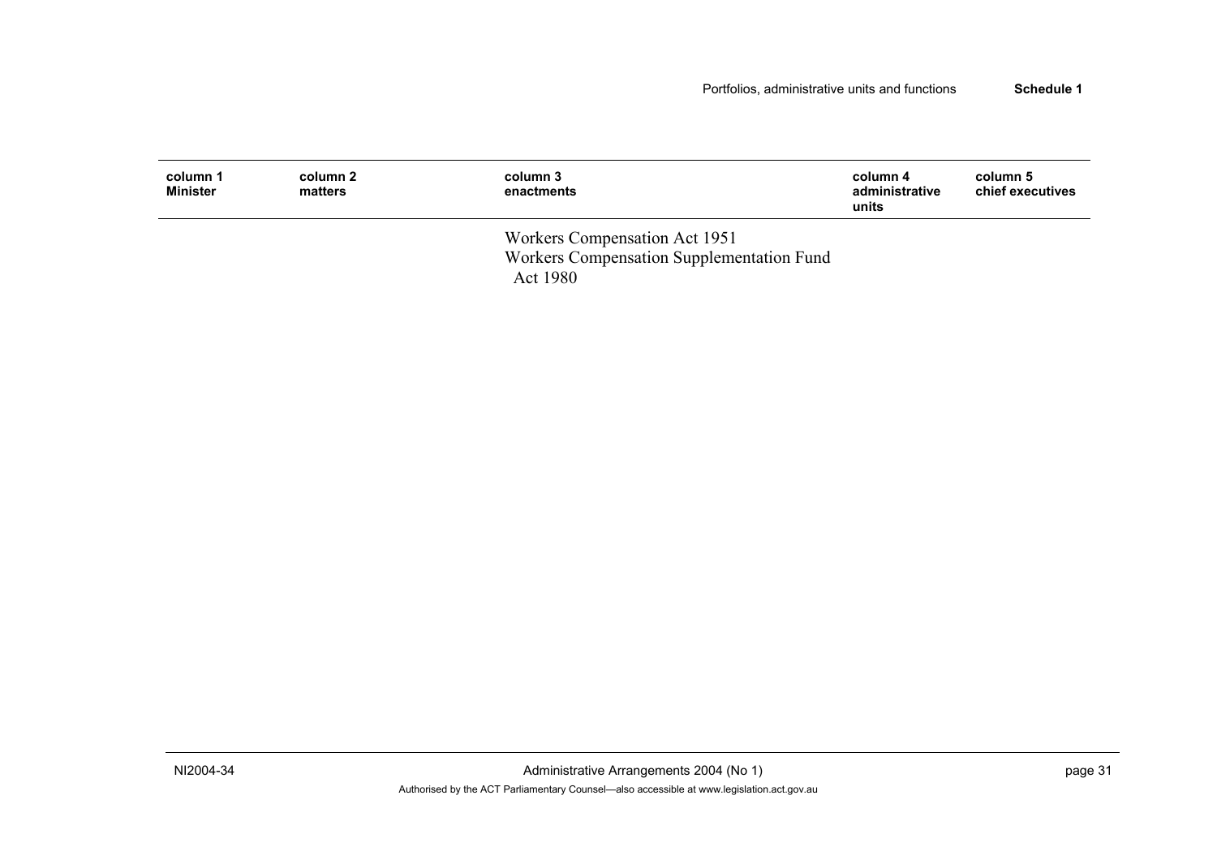| column 1 Minister | column 2 matters | column 3 enactments | column 4 administrative units | column 5 chief executives |
|---|---|---|---|---|
| | | Workers Compensation Act 1951<br>Workers Compensation Supplementation Fund Act 1980 | | |